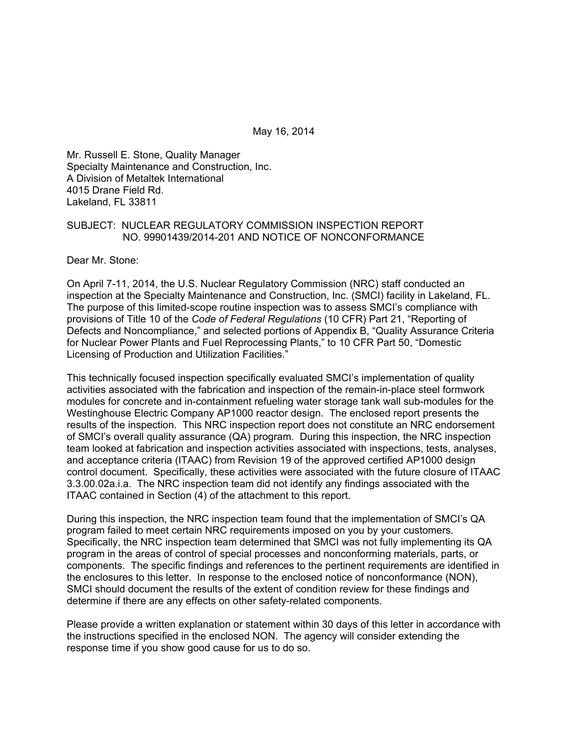May 16, 2014

Mr. Russell E. Stone, Quality Manager
Specialty Maintenance and Construction, Inc.
A Division of Metaltek International
4015 Drane Field Rd.
Lakeland, FL 33811

SUBJECT: NUCLEAR REGULATORY COMMISSION INSPECTION REPORT NO. 99901439/2014-201 AND NOTICE OF NONCONFORMANCE

Dear Mr. Stone:

On April 7-11, 2014, the U.S. Nuclear Regulatory Commission (NRC) staff conducted an inspection at the Specialty Maintenance and Construction, Inc. (SMCI) facility in Lakeland, FL. The purpose of this limited-scope routine inspection was to assess SMCI's compliance with provisions of Title 10 of the *Code of Federal Regulations* (10 CFR) Part 21, "Reporting of Defects and Noncompliance," and selected portions of Appendix B, "Quality Assurance Criteria for Nuclear Power Plants and Fuel Reprocessing Plants," to 10 CFR Part 50, "Domestic Licensing of Production and Utilization Facilities."

This technically focused inspection specifically evaluated SMCI's implementation of quality activities associated with the fabrication and inspection of the remain-in-place steel formwork modules for concrete and in-containment refueling water storage tank wall sub-modules for the Westinghouse Electric Company AP1000 reactor design. The enclosed report presents the results of the inspection. This NRC inspection report does not constitute an NRC endorsement of SMCI's overall quality assurance (QA) program. During this inspection, the NRC inspection team looked at fabrication and inspection activities associated with inspections, tests, analyses, and acceptance criteria (ITAAC) from Revision 19 of the approved certified AP1000 design control document. Specifically, these activities were associated with the future closure of ITAAC 3.3.00.02a.i.a. The NRC inspection team did not identify any findings associated with the ITAAC contained in Section (4) of the attachment to this report.

During this inspection, the NRC inspection team found that the implementation of SMCI's QA program failed to meet certain NRC requirements imposed on you by your customers. Specifically, the NRC inspection team determined that SMCI was not fully implementing its QA program in the areas of control of special processes and nonconforming materials, parts, or components. The specific findings and references to the pertinent requirements are identified in the enclosures to this letter. In response to the enclosed notice of nonconformance (NON), SMCI should document the results of the extent of condition review for these findings and determine if there are any effects on other safety-related components.

Please provide a written explanation or statement within 30 days of this letter in accordance with the instructions specified in the enclosed NON. The agency will consider extending the response time if you show good cause for us to do so.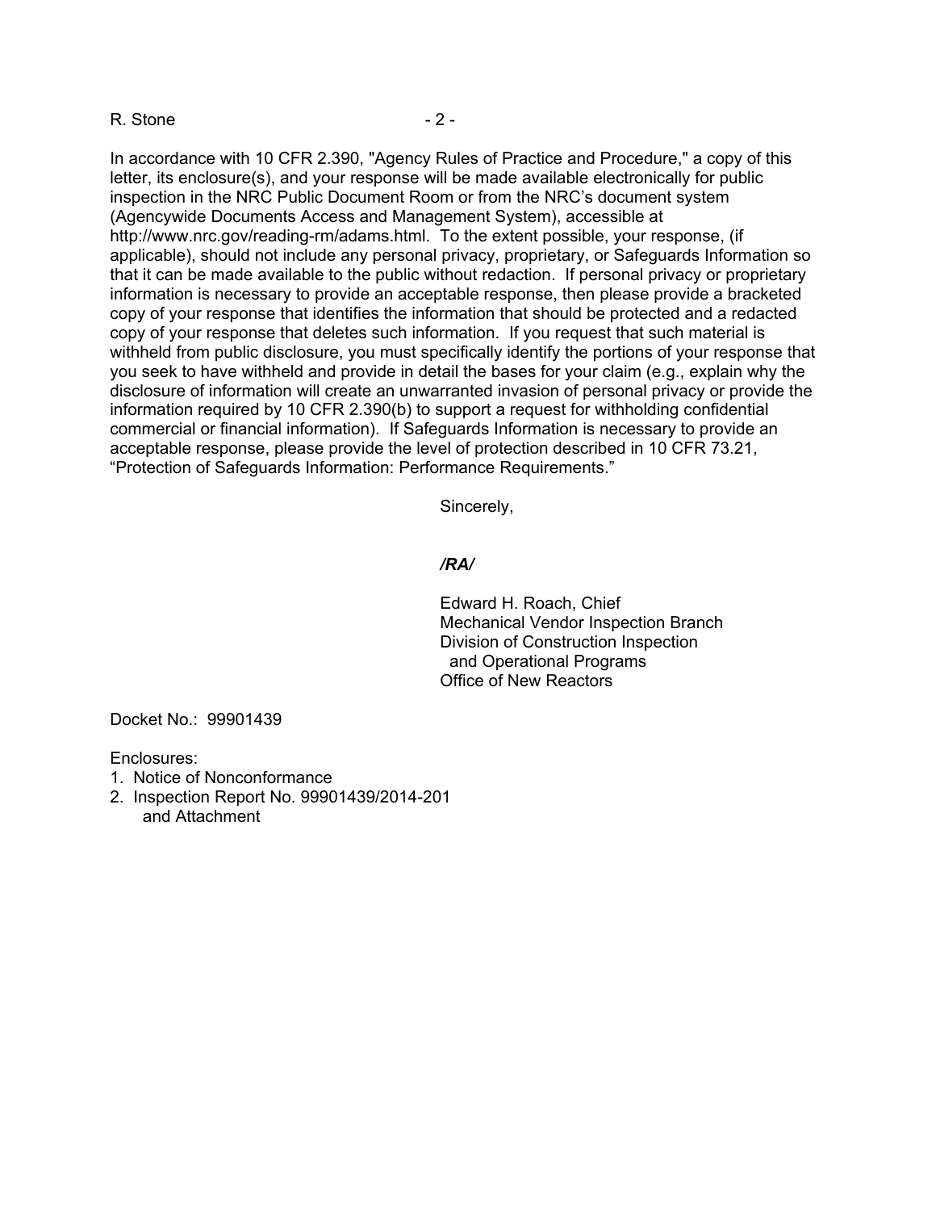In accordance with 10 CFR 2.390, "Agency Rules of Practice and Procedure," a copy of this letter, its enclosure(s), and your response will be made available electronically for public inspection in the NRC Public Document Room or from the NRC's document system (Agencywide Documents Access and Management System), accessible at http://www.nrc.gov/reading-rm/adams.html. To the extent possible, your response, (if applicable), should not include any personal privacy, proprietary, or Safeguards Information so that it can be made available to the public without redaction. If personal privacy or proprietary information is necessary to provide an acceptable response, then please provide a bracketed copy of your response that identifies the information that should be protected and a redacted copy of your response that deletes such information. If you request that such material is withheld from public disclosure, you must specifically identify the portions of your response that you seek to have withheld and provide in detail the bases for your claim (e.g., explain why the disclosure of information will create an unwarranted invasion of personal privacy or provide the information required by 10 CFR 2.390(b) to support a request for withholding confidential commercial or financial information). If Safeguards Information is necessary to provide an acceptable response, please provide the level of protection described in 10 CFR 73.21, "Protection of Safeguards Information: Performance Requirements."

Sincerely,

*/RA/*

Edward H. Roach, Chief
Mechanical Vendor Inspection Branch
Division of Construction Inspection
and Operational Programs
Office of New Reactors

Docket No.: 99901439

Enclosures:
1. Notice of Nonconformance
2. Inspection Report No. 99901439/2014-201
   and Attachment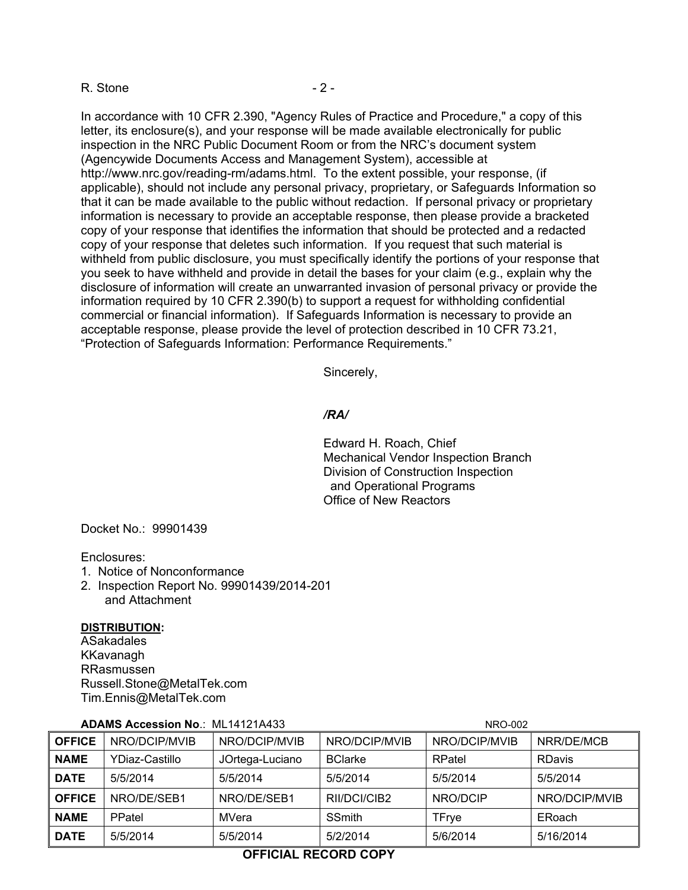In accordance with 10 CFR 2.390, "Agency Rules of Practice and Procedure," a copy of this letter, its enclosure(s), and your response will be made available electronically for public inspection in the NRC Public Document Room or from the NRC's document system (Agencywide Documents Access and Management System), accessible at http://www.nrc.gov/reading-rm/adams.html. To the extent possible, your response, (if applicable), should not include any personal privacy, proprietary, or Safeguards Information so that it can be made available to the public without redaction. If personal privacy or proprietary information is necessary to provide an acceptable response, then please provide a bracketed copy of your response that identifies the information that should be protected and a redacted copy of your response that deletes such information. If you request that such material is withheld from public disclosure, you must specifically identify the portions of your response that you seek to have withheld and provide in detail the bases for your claim (e.g., explain why the disclosure of information will create an unwarranted invasion of personal privacy or provide the information required by 10 CFR 2.390(b) to support a request for withholding confidential commercial or financial information). If Safeguards Information is necessary to provide an acceptable response, please provide the level of protection described in 10 CFR 73.21, "Protection of Safeguards Information: Performance Requirements."

Sincerely,

*/RA/*

Edward H. Roach, Chief
Mechanical Vendor Inspection Branch
Division of Construction Inspection
and Operational Programs
Office of New Reactors

Docket No.: 99901439

Enclosures:
1. Notice of Nonconformance
2. Inspection Report No. 99901439/2014-201 and Attachment

**DISTRIBUTION:**
ASakadales
KKavanagh
RRasmussen
Russell.Stone@MetalTek.com
Tim.Ennis@MetalTek.com

**ADAMS Accession No**.: ML14121A433 NRO-002

| **OFFICE** | NRO/DCIP/MVIB | NRO/DCIP/MVIB | NRO/DCIP/MVIB | NRO/DCIP/MVIB | NRR/DE/MCB |
|---|---|---|---|---|---|
| **NAME** | YDiaz-Castillo | JOrtega-Luciano | BClarke | RPatel | RDavis |
| **DATE** | 5/5/2014 | 5/5/2014 | 5/5/2014 | 5/5/2014 | 5/5/2014 |
| **OFFICE** | NRO/DE/SEB1 | NRO/DE/SEB1 | RII/DCI/CIB2 | NRO/DCIP | NRO/DCIP/MVIB |
| **NAME** | PPatel | MVera | SSmith | TFrye | ERoach |
| **DATE** | 5/5/2014 | 5/5/2014 | 5/2/2014 | 5/6/2014 | 5/16/2014 |

**OFFICIAL RECORD COPY**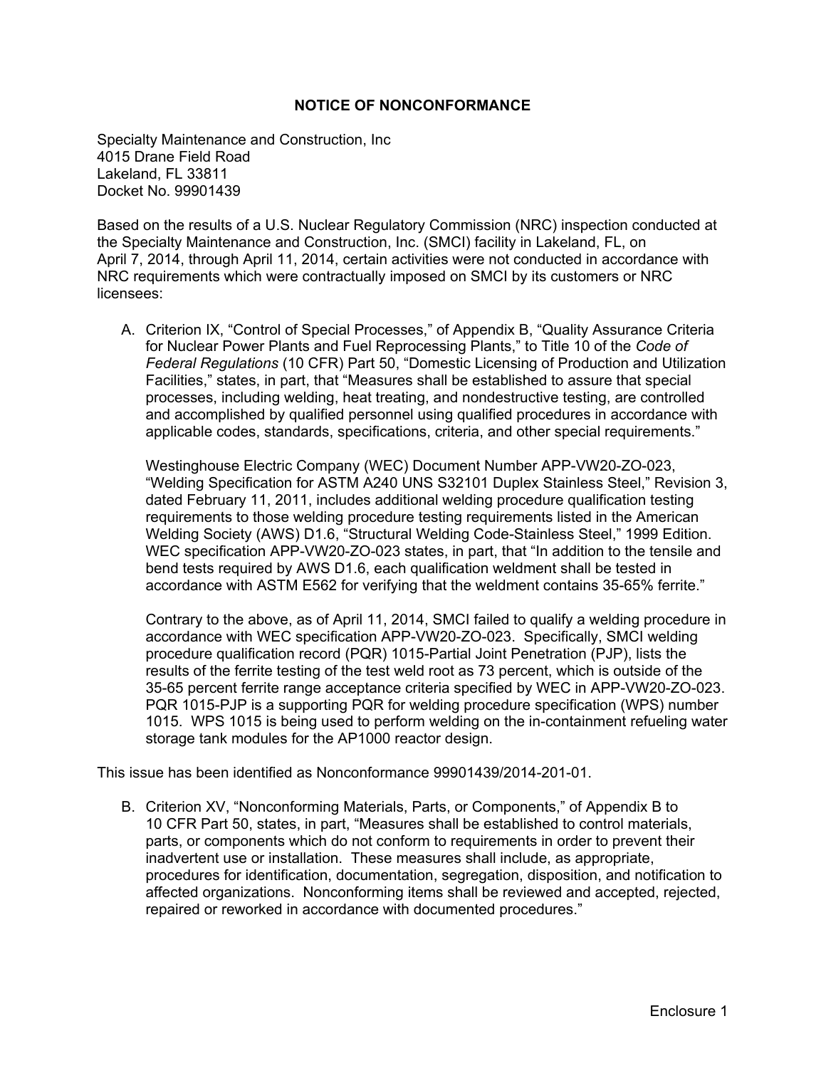# NOTICE OF NONCONFORMANCE

Specialty Maintenance and Construction, Inc
4015 Drane Field Road
Lakeland, FL 33811
Docket No. 99901439

Based on the results of a U.S. Nuclear Regulatory Commission (NRC) inspection conducted at the Specialty Maintenance and Construction, Inc. (SMCI) facility in Lakeland, FL, on April 7, 2014, through April 11, 2014, certain activities were not conducted in accordance with NRC requirements which were contractually imposed on SMCI by its customers or NRC licensees:

A. Criterion IX, "Control of Special Processes," of Appendix B, "Quality Assurance Criteria for Nuclear Power Plants and Fuel Reprocessing Plants," to Title 10 of the *Code of Federal Regulations* (10 CFR) Part 50, "Domestic Licensing of Production and Utilization Facilities," states, in part, that "Measures shall be established to assure that special processes, including welding, heat treating, and nondestructive testing, are controlled and accomplished by qualified personnel using qualified procedures in accordance with applicable codes, standards, specifications, criteria, and other special requirements."

   Westinghouse Electric Company (WEC) Document Number APP-VW20-ZO-023, "Welding Specification for ASTM A240 UNS S32101 Duplex Stainless Steel," Revision 3, dated February 11, 2011, includes additional welding procedure qualification testing requirements to those welding procedure testing requirements listed in the American Welding Society (AWS) D1.6, "Structural Welding Code-Stainless Steel," 1999 Edition. WEC specification APP-VW20-ZO-023 states, in part, that "In addition to the tensile and bend tests required by AWS D1.6, each qualification weldment shall be tested in accordance with ASTM E562 for verifying that the weldment contains 35-65% ferrite."

   Contrary to the above, as of April 11, 2014, SMCI failed to qualify a welding procedure in accordance with WEC specification APP-VW20-ZO-023. Specifically, SMCI welding procedure qualification record (PQR) 1015-Partial Joint Penetration (PJP), lists the results of the ferrite testing of the test weld root as 73 percent, which is outside of the 35-65 percent ferrite range acceptance criteria specified by WEC in APP-VW20-ZO-023. PQR 1015-PJP is a supporting PQR for welding procedure specification (WPS) number 1015. WPS 1015 is being used to perform welding on the in-containment refueling water storage tank modules for the AP1000 reactor design.

This issue has been identified as Nonconformance 99901439/2014-201-01.

B. Criterion XV, "Nonconforming Materials, Parts, or Components," of Appendix B to 10 CFR Part 50, states, in part, "Measures shall be established to control materials, parts, or components which do not conform to requirements in order to prevent their inadvertent use or installation. These measures shall include, as appropriate, procedures for identification, documentation, segregation, disposition, and notification to affected organizations. Nonconforming items shall be reviewed and accepted, rejected, repaired or reworked in accordance with documented procedures."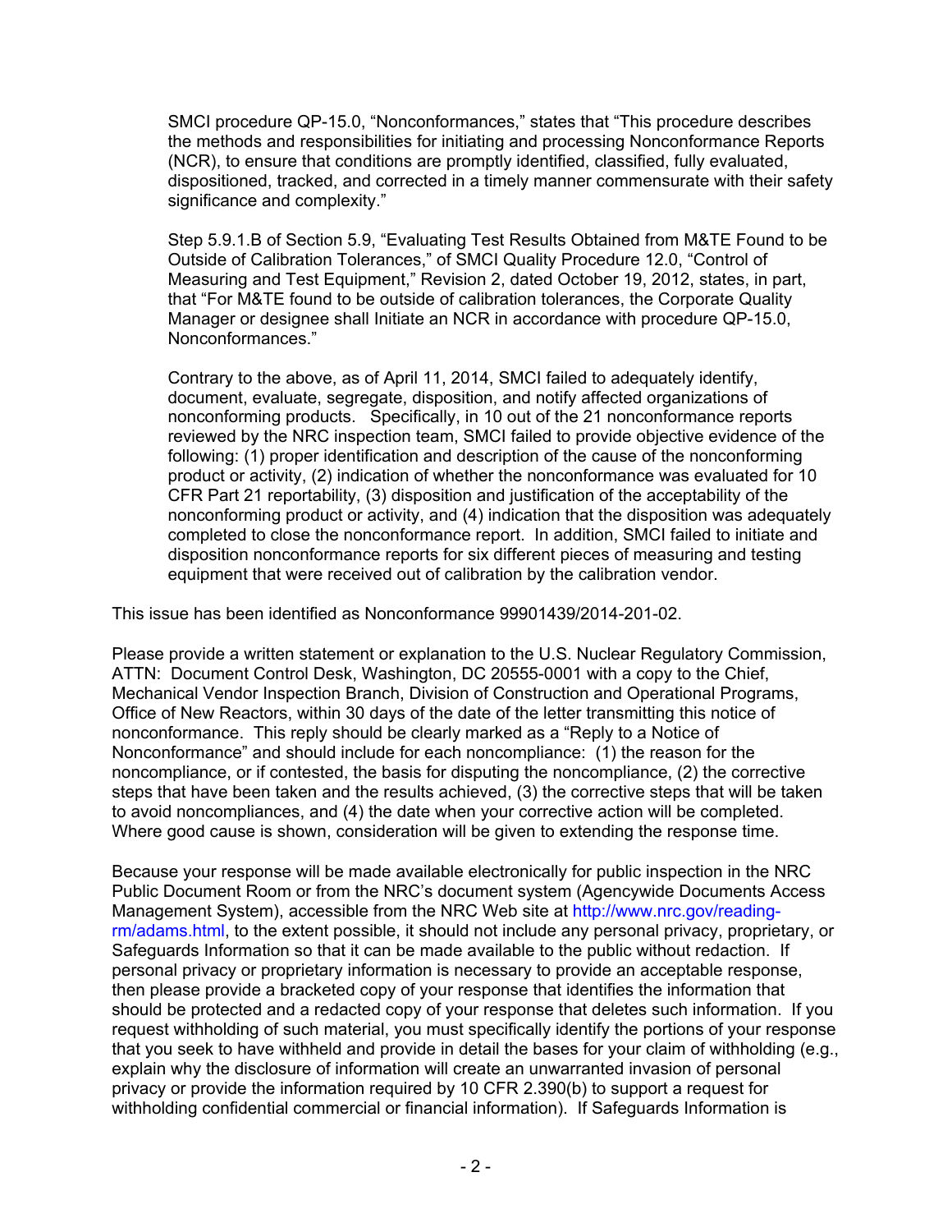SMCI procedure QP-15.0, "Nonconformances," states that "This procedure describes the methods and responsibilities for initiating and processing Nonconformance Reports (NCR), to ensure that conditions are promptly identified, classified, fully evaluated, dispositioned, tracked, and corrected in a timely manner commensurate with their safety significance and complexity."

Step 5.9.1.B of Section 5.9, "Evaluating Test Results Obtained from M&TE Found to be Outside of Calibration Tolerances," of SMCI Quality Procedure 12.0, "Control of Measuring and Test Equipment," Revision 2, dated October 19, 2012, states, in part, that "For M&TE found to be outside of calibration tolerances, the Corporate Quality Manager or designee shall Initiate an NCR in accordance with procedure QP-15.0, Nonconformances."

Contrary to the above, as of April 11, 2014, SMCI failed to adequately identify, document, evaluate, segregate, disposition, and notify affected organizations of nonconforming products. Specifically, in 10 out of the 21 nonconformance reports reviewed by the NRC inspection team, SMCI failed to provide objective evidence of the following: (1) proper identification and description of the cause of the nonconforming product or activity, (2) indication of whether the nonconformance was evaluated for 10 CFR Part 21 reportability, (3) disposition and justification of the acceptability of the nonconforming product or activity, and (4) indication that the disposition was adequately completed to close the nonconformance report. In addition, SMCI failed to initiate and disposition nonconformance reports for six different pieces of measuring and testing equipment that were received out of calibration by the calibration vendor.

This issue has been identified as Nonconformance 99901439/2014-201-02.

Please provide a written statement or explanation to the U.S. Nuclear Regulatory Commission, ATTN: Document Control Desk, Washington, DC 20555-0001 with a copy to the Chief, Mechanical Vendor Inspection Branch, Division of Construction and Operational Programs, Office of New Reactors, within 30 days of the date of the letter transmitting this notice of nonconformance. This reply should be clearly marked as a "Reply to a Notice of Nonconformance" and should include for each noncompliance: (1) the reason for the noncompliance, or if contested, the basis for disputing the noncompliance, (2) the corrective steps that have been taken and the results achieved, (3) the corrective steps that will be taken to avoid noncompliances, and (4) the date when your corrective action will be completed. Where good cause is shown, consideration will be given to extending the response time.

Because your response will be made available electronically for public inspection in the NRC Public Document Room or from the NRC's document system (Agencywide Documents Access Management System), accessible from the NRC Web site at http://www.nrc.gov/reading-rm/adams.html, to the extent possible, it should not include any personal privacy, proprietary, or Safeguards Information so that it can be made available to the public without redaction. If personal privacy or proprietary information is necessary to provide an acceptable response, then please provide a bracketed copy of your response that identifies the information that should be protected and a redacted copy of your response that deletes such information. If you request withholding of such material, you must specifically identify the portions of your response that you seek to have withheld and provide in detail the bases for your claim of withholding (e.g., explain why the disclosure of information will create an unwarranted invasion of personal privacy or provide the information required by 10 CFR 2.390(b) to support a request for withholding confidential commercial or financial information). If Safeguards Information is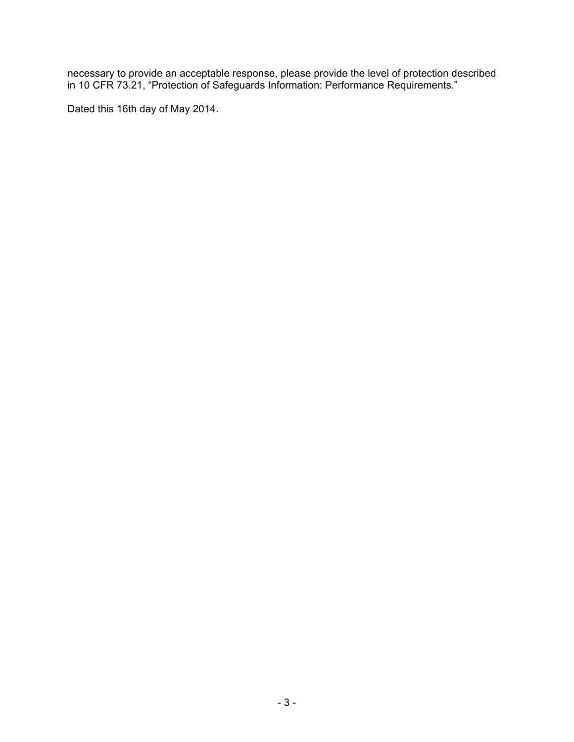necessary to provide an acceptable response, please provide the level of protection described in 10 CFR 73.21, "Protection of Safeguards Information: Performance Requirements."

Dated this 16th day of May 2014.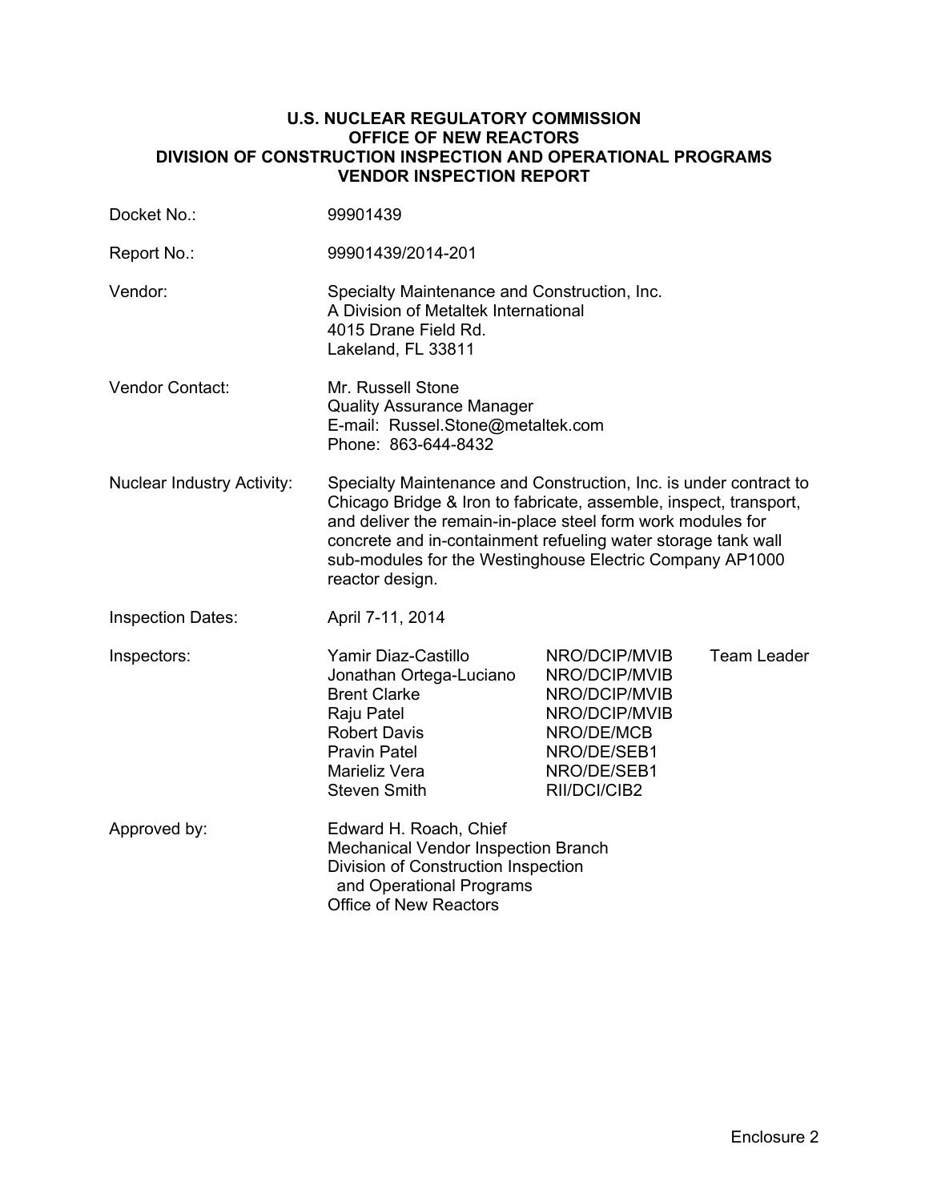**U.S. NUCLEAR REGULATORY COMMISSION**
**OFFICE OF NEW REACTORS**
**DIVISION OF CONSTRUCTION INSPECTION AND OPERATIONAL PROGRAMS**
**VENDOR INSPECTION REPORT**

| | |
|---|---|
| Docket No.: | 99901439 |
| Report No.: | 99901439/2014-201 |
| Vendor: | Specialty Maintenance and Construction, Inc.<br>A Division of Metaltek International<br>4015 Drane Field Rd.<br>Lakeland, FL 33811 |
| Vendor Contact: | Mr. Russell Stone<br>Quality Assurance Manager<br>E-mail: Russel.Stone@metaltek.com<br>Phone: 863-644-8432 |
| Nuclear Industry Activity: | Specialty Maintenance and Construction, Inc. is under contract to Chicago Bridge & Iron to fabricate, assemble, inspect, transport, and deliver the remain-in-place steel form work modules for concrete and in-containment refueling water storage tank wall sub-modules for the Westinghouse Electric Company AP1000 reactor design. |
| Inspection Dates: | April 7-11, 2014 |

| Inspectors: | | | |
|---|---|---|---|
| | Yamir Diaz-Castillo | NRO/DCIP/MVIB | Team Leader |
| | Jonathan Ortega-Luciano | NRO/DCIP/MVIB | |
| | Brent Clarke | NRO/DCIP/MVIB | |
| | Raju Patel | NRO/DCIP/MVIB | |
| | Robert Davis | NRO/DE/MCB | |
| | Pravin Patel | NRO/DE/SEB1 | |
| | Marieliz Vera | NRO/DE/SEB1 | |
| | Steven Smith | RII/DCI/CIB2 | |

Approved by: Edward H. Roach, Chief
Mechanical Vendor Inspection Branch
Division of Construction Inspection
and Operational Programs
Office of New Reactors

Enclosure 2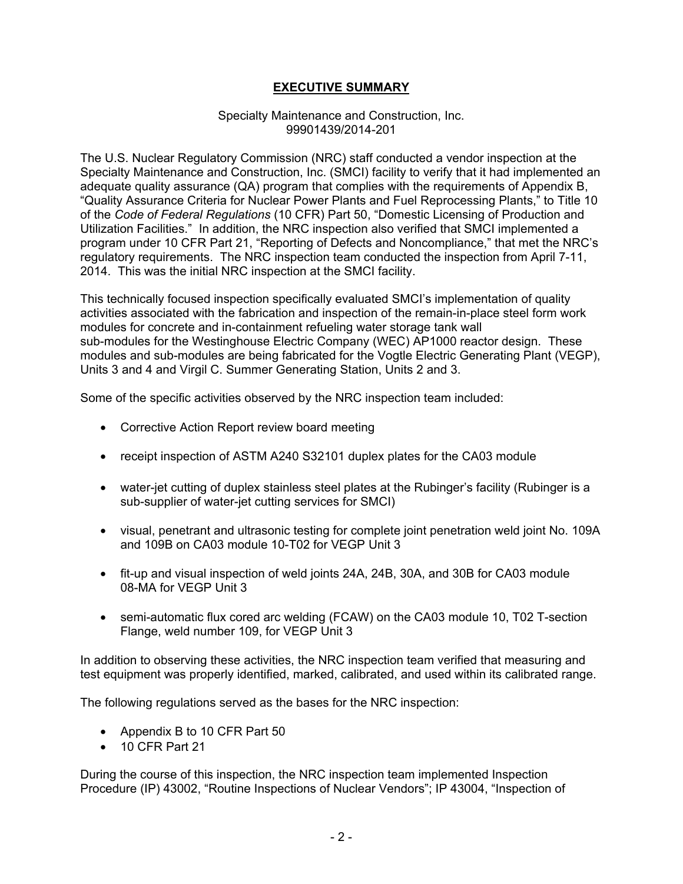# EXECUTIVE SUMMARY

Specialty Maintenance and Construction, Inc.
99901439/2014-201

The U.S. Nuclear Regulatory Commission (NRC) staff conducted a vendor inspection at the Specialty Maintenance and Construction, Inc. (SMCI) facility to verify that it had implemented an adequate quality assurance (QA) program that complies with the requirements of Appendix B, "Quality Assurance Criteria for Nuclear Power Plants and Fuel Reprocessing Plants," to Title 10 of the *Code of Federal Regulations* (10 CFR) Part 50, "Domestic Licensing of Production and Utilization Facilities." In addition, the NRC inspection also verified that SMCI implemented a program under 10 CFR Part 21, "Reporting of Defects and Noncompliance," that met the NRC's regulatory requirements. The NRC inspection team conducted the inspection from April 7-11, 2014. This was the initial NRC inspection at the SMCI facility.

This technically focused inspection specifically evaluated SMCI's implementation of quality activities associated with the fabrication and inspection of the remain-in-place steel form work modules for concrete and in-containment refueling water storage tank wall sub-modules for the Westinghouse Electric Company (WEC) AP1000 reactor design. These modules and sub-modules are being fabricated for the Vogtle Electric Generating Plant (VEGP), Units 3 and 4 and Virgil C. Summer Generating Station, Units 2 and 3.

Some of the specific activities observed by the NRC inspection team included:

- Corrective Action Report review board meeting
- receipt inspection of ASTM A240 S32101 duplex plates for the CA03 module
- water-jet cutting of duplex stainless steel plates at the Rubinger's facility (Rubinger is a sub-supplier of water-jet cutting services for SMCI)
- visual, penetrant and ultrasonic testing for complete joint penetration weld joint No. 109A and 109B on CA03 module 10-T02 for VEGP Unit 3
- fit-up and visual inspection of weld joints 24A, 24B, 30A, and 30B for CA03 module 08-MA for VEGP Unit 3
- semi-automatic flux cored arc welding (FCAW) on the CA03 module 10, T02 T-section Flange, weld number 109, for VEGP Unit 3

In addition to observing these activities, the NRC inspection team verified that measuring and test equipment was properly identified, marked, calibrated, and used within its calibrated range.

The following regulations served as the bases for the NRC inspection:

- Appendix B to 10 CFR Part 50
- 10 CFR Part 21

During the course of this inspection, the NRC inspection team implemented Inspection Procedure (IP) 43002, "Routine Inspections of Nuclear Vendors"; IP 43004, "Inspection of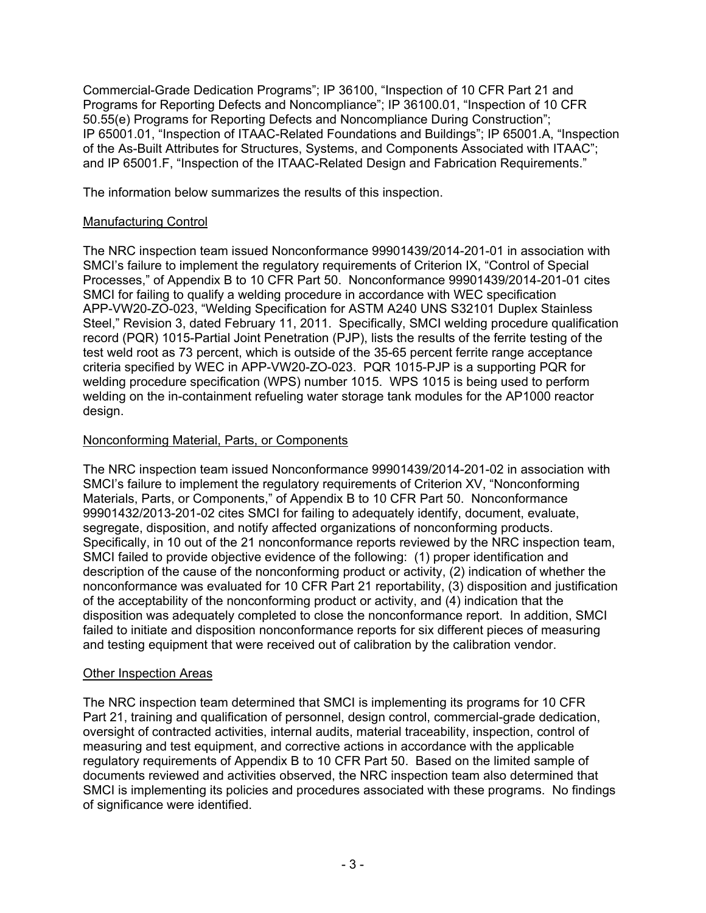Commercial-Grade Dedication Programs"; IP 36100, "Inspection of 10 CFR Part 21 and Programs for Reporting Defects and Noncompliance"; IP 36100.01, "Inspection of 10 CFR 50.55(e) Programs for Reporting Defects and Noncompliance During Construction"; IP 65001.01, "Inspection of ITAAC-Related Foundations and Buildings"; IP 65001.A, "Inspection of the As-Built Attributes for Structures, Systems, and Components Associated with ITAAC"; and IP 65001.F, "Inspection of the ITAAC-Related Design and Fabrication Requirements."

The information below summarizes the results of this inspection.

## Manufacturing Control

The NRC inspection team issued Nonconformance 99901439/2014-201-01 in association with SMCI's failure to implement the regulatory requirements of Criterion IX, "Control of Special Processes," of Appendix B to 10 CFR Part 50. Nonconformance 99901439/2014-201-01 cites SMCI for failing to qualify a welding procedure in accordance with WEC specification APP-VW20-ZO-023, "Welding Specification for ASTM A240 UNS S32101 Duplex Stainless Steel," Revision 3, dated February 11, 2011. Specifically, SMCI welding procedure qualification record (PQR) 1015-Partial Joint Penetration (PJP), lists the results of the ferrite testing of the test weld root as 73 percent, which is outside of the 35-65 percent ferrite range acceptance criteria specified by WEC in APP-VW20-ZO-023. PQR 1015-PJP is a supporting PQR for welding procedure specification (WPS) number 1015. WPS 1015 is being used to perform welding on the in-containment refueling water storage tank modules for the AP1000 reactor design.

## Nonconforming Material, Parts, or Components

The NRC inspection team issued Nonconformance 99901439/2014-201-02 in association with SMCI's failure to implement the regulatory requirements of Criterion XV, "Nonconforming Materials, Parts, or Components," of Appendix B to 10 CFR Part 50. Nonconformance 99901432/2013-201-02 cites SMCI for failing to adequately identify, document, evaluate, segregate, disposition, and notify affected organizations of nonconforming products. Specifically, in 10 out of the 21 nonconformance reports reviewed by the NRC inspection team, SMCI failed to provide objective evidence of the following: (1) proper identification and description of the cause of the nonconforming product or activity, (2) indication of whether the nonconformance was evaluated for 10 CFR Part 21 reportability, (3) disposition and justification of the acceptability of the nonconforming product or activity, and (4) indication that the disposition was adequately completed to close the nonconformance report. In addition, SMCI failed to initiate and disposition nonconformance reports for six different pieces of measuring and testing equipment that were received out of calibration by the calibration vendor.

## Other Inspection Areas

The NRC inspection team determined that SMCI is implementing its programs for 10 CFR Part 21, training and qualification of personnel, design control, commercial-grade dedication, oversight of contracted activities, internal audits, material traceability, inspection, control of measuring and test equipment, and corrective actions in accordance with the applicable regulatory requirements of Appendix B to 10 CFR Part 50. Based on the limited sample of documents reviewed and activities observed, the NRC inspection team also determined that SMCI is implementing its policies and procedures associated with these programs. No findings of significance were identified.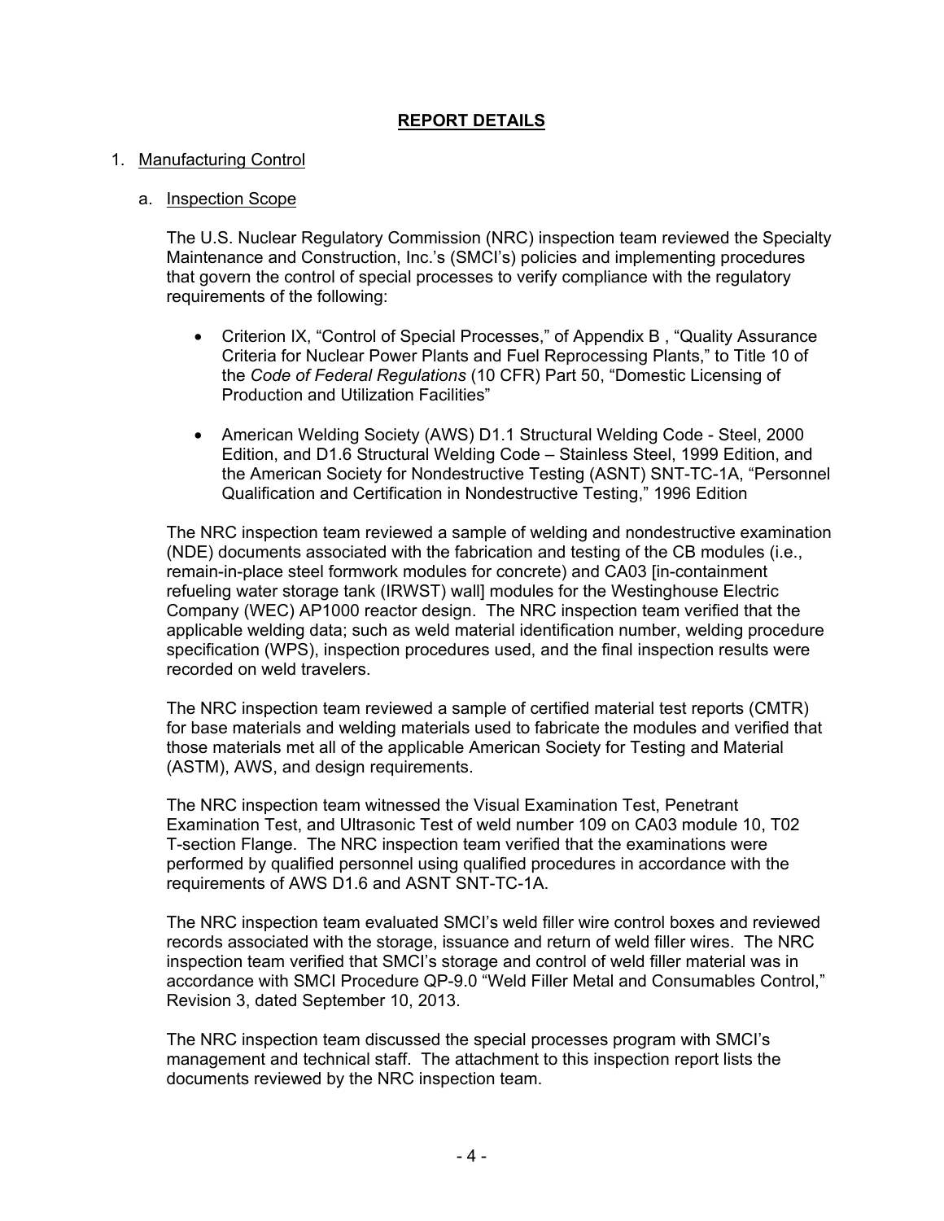## REPORT DETAILS

1. Manufacturing Control

   a. Inspection Scope

   The U.S. Nuclear Regulatory Commission (NRC) inspection team reviewed the Specialty Maintenance and Construction, Inc.'s (SMCI's) policies and implementing procedures that govern the control of special processes to verify compliance with the regulatory requirements of the following:

   - Criterion IX, "Control of Special Processes," of Appendix B , "Quality Assurance Criteria for Nuclear Power Plants and Fuel Reprocessing Plants," to Title 10 of the *Code of Federal Regulations* (10 CFR) Part 50, "Domestic Licensing of Production and Utilization Facilities"

   - American Welding Society (AWS) D1.1 Structural Welding Code - Steel, 2000 Edition, and D1.6 Structural Welding Code – Stainless Steel, 1999 Edition, and the American Society for Nondestructive Testing (ASNT) SNT-TC-1A, "Personnel Qualification and Certification in Nondestructive Testing," 1996 Edition

   The NRC inspection team reviewed a sample of welding and nondestructive examination (NDE) documents associated with the fabrication and testing of the CB modules (i.e., remain-in-place steel formwork modules for concrete) and CA03 [in-containment refueling water storage tank (IRWST) wall] modules for the Westinghouse Electric Company (WEC) AP1000 reactor design. The NRC inspection team verified that the applicable welding data; such as weld material identification number, welding procedure specification (WPS), inspection procedures used, and the final inspection results were recorded on weld travelers.

   The NRC inspection team reviewed a sample of certified material test reports (CMTR) for base materials and welding materials used to fabricate the modules and verified that those materials met all of the applicable American Society for Testing and Material (ASTM), AWS, and design requirements.

   The NRC inspection team witnessed the Visual Examination Test, Penetrant Examination Test, and Ultrasonic Test of weld number 109 on CA03 module 10, T02 T-section Flange. The NRC inspection team verified that the examinations were performed by qualified personnel using qualified procedures in accordance with the requirements of AWS D1.6 and ASNT SNT-TC-1A.

   The NRC inspection team evaluated SMCI's weld filler wire control boxes and reviewed records associated with the storage, issuance and return of weld filler wires. The NRC inspection team verified that SMCI's storage and control of weld filler material was in accordance with SMCI Procedure QP-9.0 "Weld Filler Metal and Consumables Control," Revision 3, dated September 10, 2013.

   The NRC inspection team discussed the special processes program with SMCI's management and technical staff. The attachment to this inspection report lists the documents reviewed by the NRC inspection team.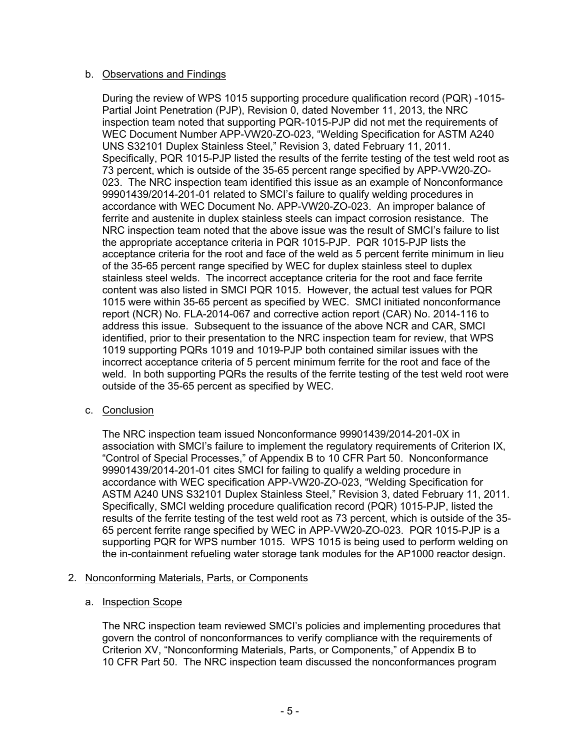b. Observations and Findings

During the review of WPS 1015 supporting procedure qualification record (PQR) -1015-Partial Joint Penetration (PJP), Revision 0, dated November 11, 2013, the NRC inspection team noted that supporting PQR-1015-PJP did not met the requirements of WEC Document Number APP-VW20-ZO-023, "Welding Specification for ASTM A240 UNS S32101 Duplex Stainless Steel," Revision 3, dated February 11, 2011. Specifically, PQR 1015-PJP listed the results of the ferrite testing of the test weld root as 73 percent, which is outside of the 35-65 percent range specified by APP-VW20-ZO-023. The NRC inspection team identified this issue as an example of Nonconformance 99901439/2014-201-01 related to SMCI's failure to qualify welding procedures in accordance with WEC Document No. APP-VW20-ZO-023. An improper balance of ferrite and austenite in duplex stainless steels can impact corrosion resistance. The NRC inspection team noted that the above issue was the result of SMCI's failure to list the appropriate acceptance criteria in PQR 1015-PJP. PQR 1015-PJP lists the acceptance criteria for the root and face of the weld as 5 percent ferrite minimum in lieu of the 35-65 percent range specified by WEC for duplex stainless steel to duplex stainless steel welds. The incorrect acceptance criteria for the root and face ferrite content was also listed in SMCI PQR 1015. However, the actual test values for PQR 1015 were within 35-65 percent as specified by WEC. SMCI initiated nonconformance report (NCR) No. FLA-2014-067 and corrective action report (CAR) No. 2014-116 to address this issue. Subsequent to the issuance of the above NCR and CAR, SMCI identified, prior to their presentation to the NRC inspection team for review, that WPS 1019 supporting PQRs 1019 and 1019-PJP both contained similar issues with the incorrect acceptance criteria of 5 percent minimum ferrite for the root and face of the weld. In both supporting PQRs the results of the ferrite testing of the test weld root were outside of the 35-65 percent as specified by WEC.

c. Conclusion

The NRC inspection team issued Nonconformance 99901439/2014-201-0X in association with SMCI's failure to implement the regulatory requirements of Criterion IX, "Control of Special Processes," of Appendix B to 10 CFR Part 50. Nonconformance 99901439/2014-201-01 cites SMCI for failing to qualify a welding procedure in accordance with WEC specification APP-VW20-ZO-023, "Welding Specification for ASTM A240 UNS S32101 Duplex Stainless Steel," Revision 3, dated February 11, 2011. Specifically, SMCI welding procedure qualification record (PQR) 1015-PJP, listed the results of the ferrite testing of the test weld root as 73 percent, which is outside of the 35-65 percent ferrite range specified by WEC in APP-VW20-ZO-023. PQR 1015-PJP is a supporting PQR for WPS number 1015. WPS 1015 is being used to perform welding on the in-containment refueling water storage tank modules for the AP1000 reactor design.

2. Nonconforming Materials, Parts, or Components

a. Inspection Scope

The NRC inspection team reviewed SMCI's policies and implementing procedures that govern the control of nonconformances to verify compliance with the requirements of Criterion XV, "Nonconforming Materials, Parts, or Components," of Appendix B to 10 CFR Part 50. The NRC inspection team discussed the nonconformances program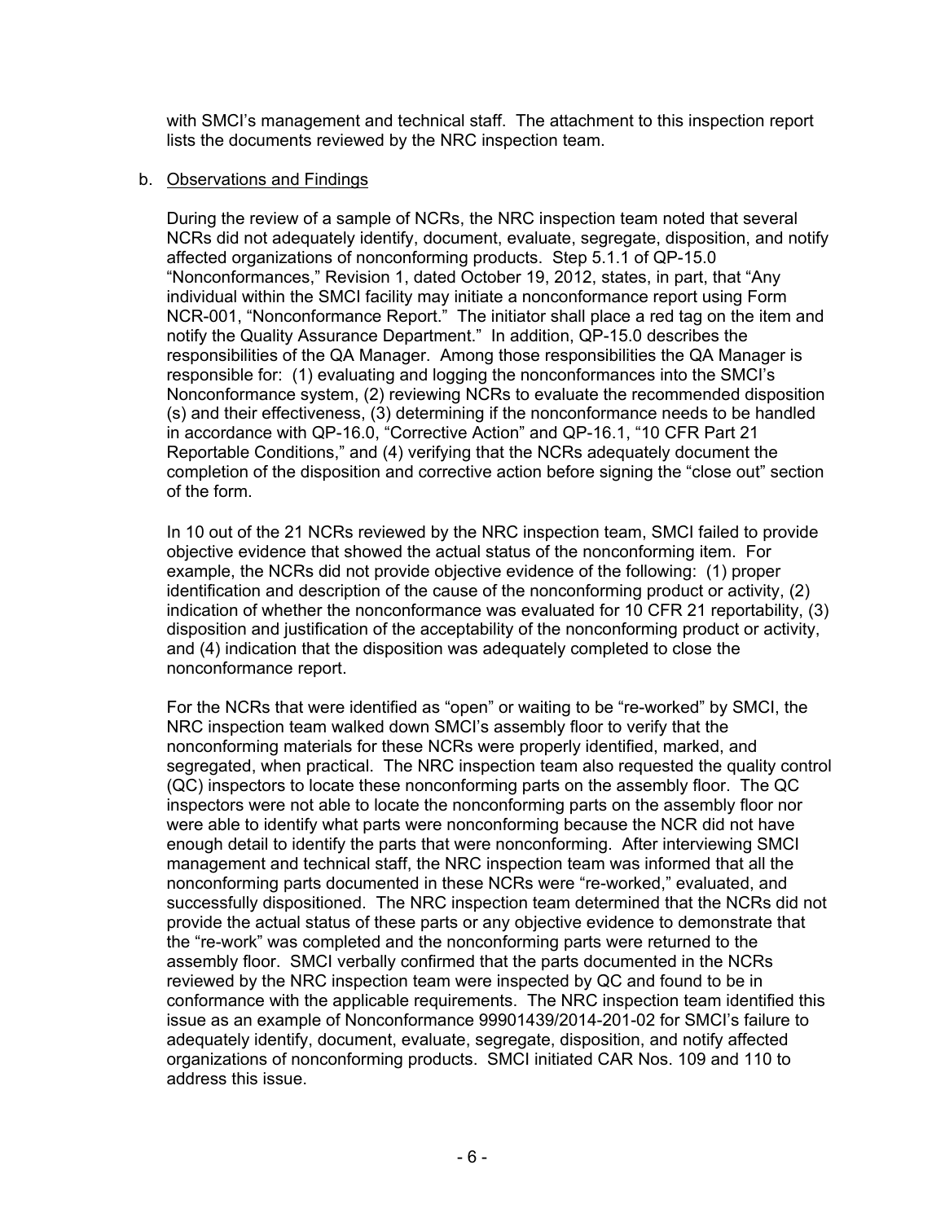with SMCI's management and technical staff. The attachment to this inspection report lists the documents reviewed by the NRC inspection team.

b. Observations and Findings

During the review of a sample of NCRs, the NRC inspection team noted that several NCRs did not adequately identify, document, evaluate, segregate, disposition, and notify affected organizations of nonconforming products. Step 5.1.1 of QP-15.0 "Nonconformances," Revision 1, dated October 19, 2012, states, in part, that "Any individual within the SMCI facility may initiate a nonconformance report using Form NCR-001, "Nonconformance Report." The initiator shall place a red tag on the item and notify the Quality Assurance Department." In addition, QP-15.0 describes the responsibilities of the QA Manager. Among those responsibilities the QA Manager is responsible for: (1) evaluating and logging the nonconformances into the SMCI's Nonconformance system, (2) reviewing NCRs to evaluate the recommended disposition (s) and their effectiveness, (3) determining if the nonconformance needs to be handled in accordance with QP-16.0, "Corrective Action" and QP-16.1, "10 CFR Part 21 Reportable Conditions," and (4) verifying that the NCRs adequately document the completion of the disposition and corrective action before signing the "close out" section of the form.

In 10 out of the 21 NCRs reviewed by the NRC inspection team, SMCI failed to provide objective evidence that showed the actual status of the nonconforming item. For example, the NCRs did not provide objective evidence of the following: (1) proper identification and description of the cause of the nonconforming product or activity, (2) indication of whether the nonconformance was evaluated for 10 CFR 21 reportability, (3) disposition and justification of the acceptability of the nonconforming product or activity, and (4) indication that the disposition was adequately completed to close the nonconformance report.

For the NCRs that were identified as "open" or waiting to be "re-worked" by SMCI, the NRC inspection team walked down SMCI's assembly floor to verify that the nonconforming materials for these NCRs were properly identified, marked, and segregated, when practical. The NRC inspection team also requested the quality control (QC) inspectors to locate these nonconforming parts on the assembly floor. The QC inspectors were not able to locate the nonconforming parts on the assembly floor nor were able to identify what parts were nonconforming because the NCR did not have enough detail to identify the parts that were nonconforming. After interviewing SMCI management and technical staff, the NRC inspection team was informed that all the nonconforming parts documented in these NCRs were "re-worked," evaluated, and successfully dispositioned. The NRC inspection team determined that the NCRs did not provide the actual status of these parts or any objective evidence to demonstrate that the "re-work" was completed and the nonconforming parts were returned to the assembly floor. SMCI verbally confirmed that the parts documented in the NCRs reviewed by the NRC inspection team were inspected by QC and found to be in conformance with the applicable requirements. The NRC inspection team identified this issue as an example of Nonconformance 99901439/2014-201-02 for SMCI's failure to adequately identify, document, evaluate, segregate, disposition, and notify affected organizations of nonconforming products. SMCI initiated CAR Nos. 109 and 110 to address this issue.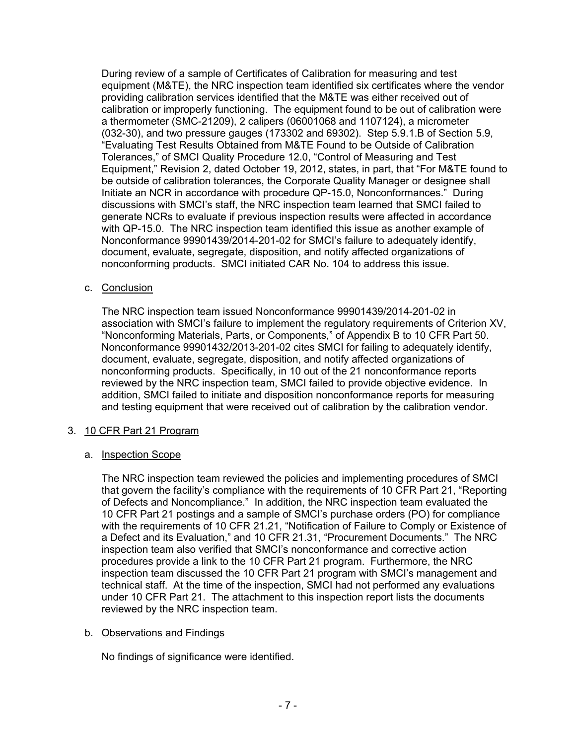During review of a sample of Certificates of Calibration for measuring and test equipment (M&TE), the NRC inspection team identified six certificates where the vendor providing calibration services identified that the M&TE was either received out of calibration or improperly functioning. The equipment found to be out of calibration were a thermometer (SMC-21209), 2 calipers (06001068 and 1107124), a micrometer (032-30), and two pressure gauges (173302 and 69302). Step 5.9.1.B of Section 5.9, "Evaluating Test Results Obtained from M&TE Found to be Outside of Calibration Tolerances," of SMCI Quality Procedure 12.0, "Control of Measuring and Test Equipment," Revision 2, dated October 19, 2012, states, in part, that "For M&TE found to be outside of calibration tolerances, the Corporate Quality Manager or designee shall Initiate an NCR in accordance with procedure QP-15.0, Nonconformances." During discussions with SMCI's staff, the NRC inspection team learned that SMCI failed to generate NCRs to evaluate if previous inspection results were affected in accordance with QP-15.0. The NRC inspection team identified this issue as another example of Nonconformance 99901439/2014-201-02 for SMCI's failure to adequately identify, document, evaluate, segregate, disposition, and notify affected organizations of nonconforming products. SMCI initiated CAR No. 104 to address this issue.

c. Conclusion

The NRC inspection team issued Nonconformance 99901439/2014-201-02 in association with SMCI's failure to implement the regulatory requirements of Criterion XV, "Nonconforming Materials, Parts, or Components," of Appendix B to 10 CFR Part 50. Nonconformance 99901432/2013-201-02 cites SMCI for failing to adequately identify, document, evaluate, segregate, disposition, and notify affected organizations of nonconforming products. Specifically, in 10 out of the 21 nonconformance reports reviewed by the NRC inspection team, SMCI failed to provide objective evidence. In addition, SMCI failed to initiate and disposition nonconformance reports for measuring and testing equipment that were received out of calibration by the calibration vendor.

## 3. 10 CFR Part 21 Program

a. Inspection Scope

The NRC inspection team reviewed the policies and implementing procedures of SMCI that govern the facility's compliance with the requirements of 10 CFR Part 21, "Reporting of Defects and Noncompliance." In addition, the NRC inspection team evaluated the 10 CFR Part 21 postings and a sample of SMCI's purchase orders (PO) for compliance with the requirements of 10 CFR 21.21, "Notification of Failure to Comply or Existence of a Defect and its Evaluation," and 10 CFR 21.31, "Procurement Documents." The NRC inspection team also verified that SMCI's nonconformance and corrective action procedures provide a link to the 10 CFR Part 21 program. Furthermore, the NRC inspection team discussed the 10 CFR Part 21 program with SMCI's management and technical staff. At the time of the inspection, SMCI had not performed any evaluations under 10 CFR Part 21. The attachment to this inspection report lists the documents reviewed by the NRC inspection team.

b. Observations and Findings

No findings of significance were identified.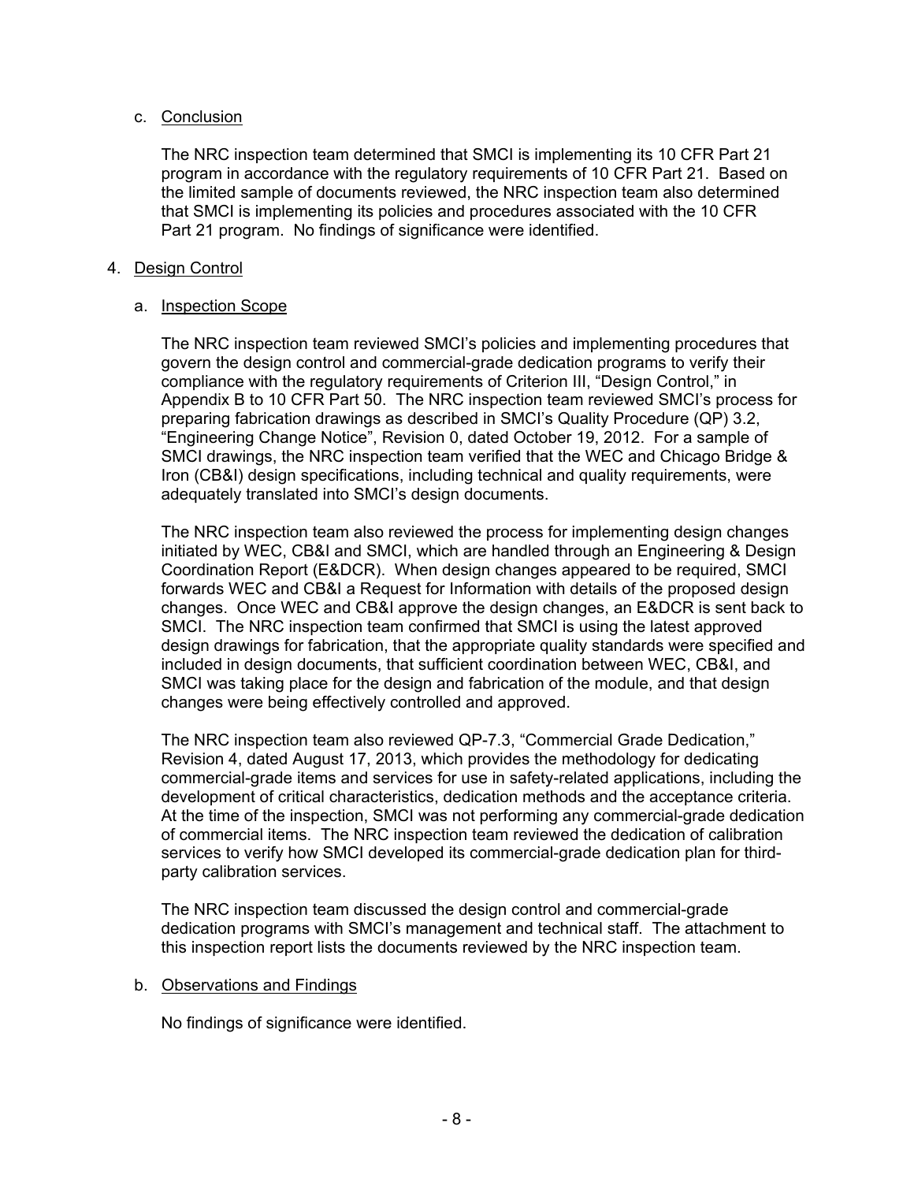c. Conclusion

The NRC inspection team determined that SMCI is implementing its 10 CFR Part 21 program in accordance with the regulatory requirements of 10 CFR Part 21. Based on the limited sample of documents reviewed, the NRC inspection team also determined that SMCI is implementing its policies and procedures associated with the 10 CFR Part 21 program. No findings of significance were identified.

4. Design Control

a. Inspection Scope

The NRC inspection team reviewed SMCI's policies and implementing procedures that govern the design control and commercial-grade dedication programs to verify their compliance with the regulatory requirements of Criterion III, "Design Control," in Appendix B to 10 CFR Part 50. The NRC inspection team reviewed SMCI's process for preparing fabrication drawings as described in SMCI's Quality Procedure (QP) 3.2, "Engineering Change Notice", Revision 0, dated October 19, 2012. For a sample of SMCI drawings, the NRC inspection team verified that the WEC and Chicago Bridge & Iron (CB&I) design specifications, including technical and quality requirements, were adequately translated into SMCI's design documents.

The NRC inspection team also reviewed the process for implementing design changes initiated by WEC, CB&I and SMCI, which are handled through an Engineering & Design Coordination Report (E&DCR). When design changes appeared to be required, SMCI forwards WEC and CB&I a Request for Information with details of the proposed design changes. Once WEC and CB&I approve the design changes, an E&DCR is sent back to SMCI. The NRC inspection team confirmed that SMCI is using the latest approved design drawings for fabrication, that the appropriate quality standards were specified and included in design documents, that sufficient coordination between WEC, CB&I, and SMCI was taking place for the design and fabrication of the module, and that design changes were being effectively controlled and approved.

The NRC inspection team also reviewed QP-7.3, "Commercial Grade Dedication," Revision 4, dated August 17, 2013, which provides the methodology for dedicating commercial-grade items and services for use in safety-related applications, including the development of critical characteristics, dedication methods and the acceptance criteria. At the time of the inspection, SMCI was not performing any commercial-grade dedication of commercial items. The NRC inspection team reviewed the dedication of calibration services to verify how SMCI developed its commercial-grade dedication plan for third-party calibration services.

The NRC inspection team discussed the design control and commercial-grade dedication programs with SMCI's management and technical staff. The attachment to this inspection report lists the documents reviewed by the NRC inspection team.

b. Observations and Findings

No findings of significance were identified.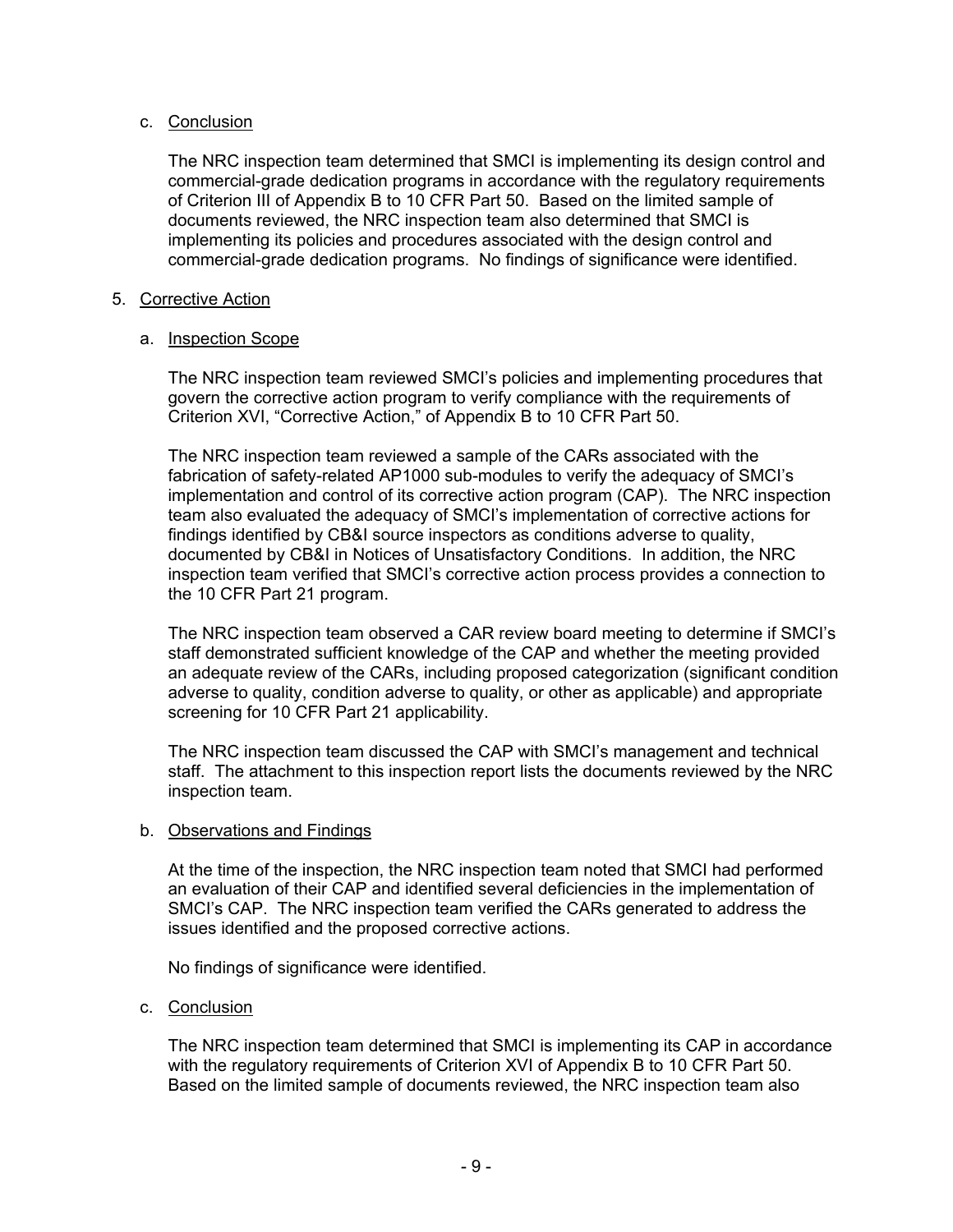c. Conclusion

The NRC inspection team determined that SMCI is implementing its design control and commercial-grade dedication programs in accordance with the regulatory requirements of Criterion III of Appendix B to 10 CFR Part 50. Based on the limited sample of documents reviewed, the NRC inspection team also determined that SMCI is implementing its policies and procedures associated with the design control and commercial-grade dedication programs. No findings of significance were identified.

5. Corrective Action

a. Inspection Scope

The NRC inspection team reviewed SMCI's policies and implementing procedures that govern the corrective action program to verify compliance with the requirements of Criterion XVI, "Corrective Action," of Appendix B to 10 CFR Part 50.

The NRC inspection team reviewed a sample of the CARs associated with the fabrication of safety-related AP1000 sub-modules to verify the adequacy of SMCI's implementation and control of its corrective action program (CAP). The NRC inspection team also evaluated the adequacy of SMCI's implementation of corrective actions for findings identified by CB&I source inspectors as conditions adverse to quality, documented by CB&I in Notices of Unsatisfactory Conditions. In addition, the NRC inspection team verified that SMCI's corrective action process provides a connection to the 10 CFR Part 21 program.

The NRC inspection team observed a CAR review board meeting to determine if SMCI's staff demonstrated sufficient knowledge of the CAP and whether the meeting provided an adequate review of the CARs, including proposed categorization (significant condition adverse to quality, condition adverse to quality, or other as applicable) and appropriate screening for 10 CFR Part 21 applicability.

The NRC inspection team discussed the CAP with SMCI's management and technical staff. The attachment to this inspection report lists the documents reviewed by the NRC inspection team.

b. Observations and Findings

At the time of the inspection, the NRC inspection team noted that SMCI had performed an evaluation of their CAP and identified several deficiencies in the implementation of SMCI's CAP. The NRC inspection team verified the CARs generated to address the issues identified and the proposed corrective actions.

No findings of significance were identified.

c. Conclusion

The NRC inspection team determined that SMCI is implementing its CAP in accordance with the regulatory requirements of Criterion XVI of Appendix B to 10 CFR Part 50. Based on the limited sample of documents reviewed, the NRC inspection team also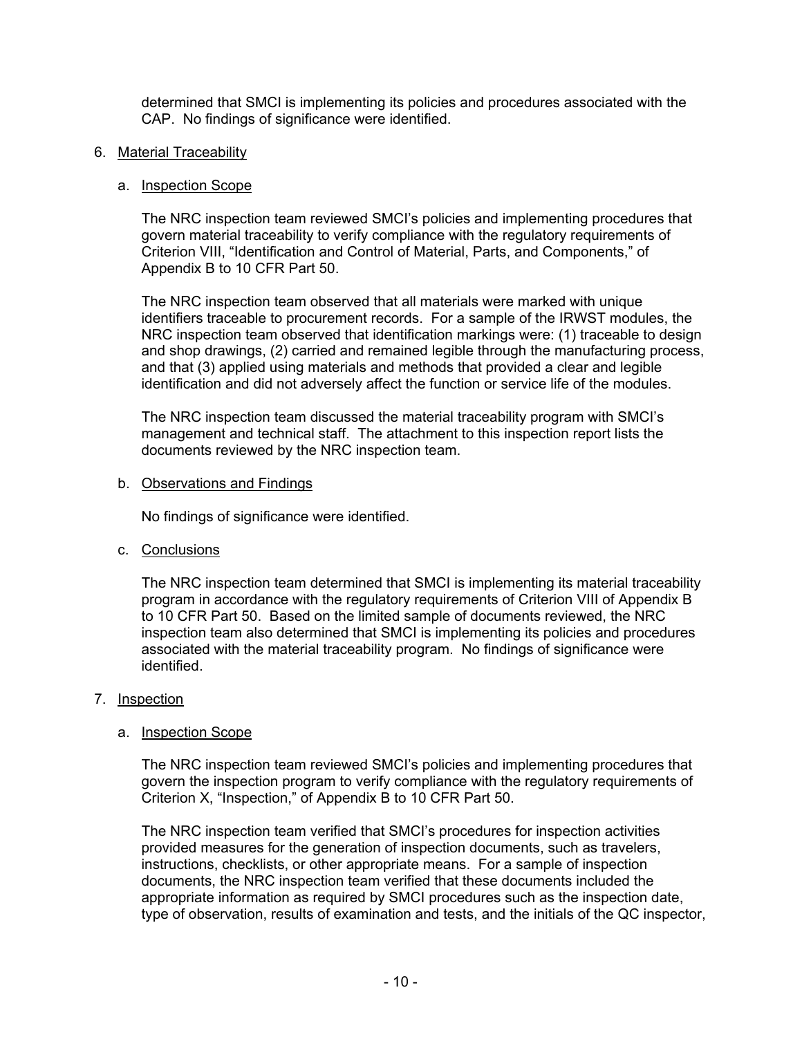determined that SMCI is implementing its policies and procedures associated with the CAP. No findings of significance were identified.

6. Material Traceability

   a. Inspection Scope

      The NRC inspection team reviewed SMCI's policies and implementing procedures that govern material traceability to verify compliance with the regulatory requirements of Criterion VIII, "Identification and Control of Material, Parts, and Components," of Appendix B to 10 CFR Part 50.

      The NRC inspection team observed that all materials were marked with unique identifiers traceable to procurement records. For a sample of the IRWST modules, the NRC inspection team observed that identification markings were: (1) traceable to design and shop drawings, (2) carried and remained legible through the manufacturing process, and that (3) applied using materials and methods that provided a clear and legible identification and did not adversely affect the function or service life of the modules.

      The NRC inspection team discussed the material traceability program with SMCI's management and technical staff. The attachment to this inspection report lists the documents reviewed by the NRC inspection team.

   b. Observations and Findings

      No findings of significance were identified.

   c. Conclusions

      The NRC inspection team determined that SMCI is implementing its material traceability program in accordance with the regulatory requirements of Criterion VIII of Appendix B to 10 CFR Part 50. Based on the limited sample of documents reviewed, the NRC inspection team also determined that SMCI is implementing its policies and procedures associated with the material traceability program. No findings of significance were identified.

7. Inspection

   a. Inspection Scope

      The NRC inspection team reviewed SMCI's policies and implementing procedures that govern the inspection program to verify compliance with the regulatory requirements of Criterion X, "Inspection," of Appendix B to 10 CFR Part 50.

      The NRC inspection team verified that SMCI's procedures for inspection activities provided measures for the generation of inspection documents, such as travelers, instructions, checklists, or other appropriate means. For a sample of inspection documents, the NRC inspection team verified that these documents included the appropriate information as required by SMCI procedures such as the inspection date, type of observation, results of examination and tests, and the initials of the QC inspector,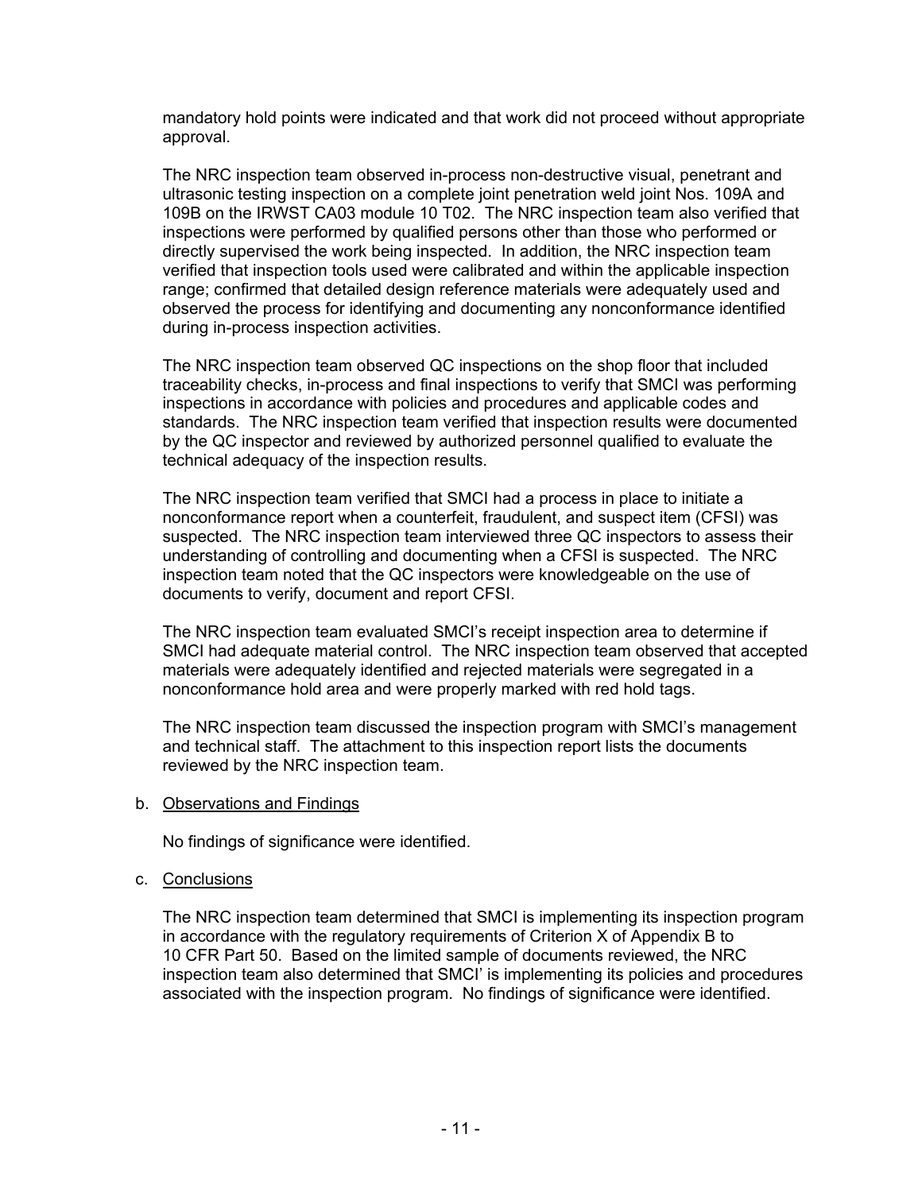mandatory hold points were indicated and that work did not proceed without appropriate approval.

The NRC inspection team observed in-process non-destructive visual, penetrant and ultrasonic testing inspection on a complete joint penetration weld joint Nos. 109A and 109B on the IRWST CA03 module 10 T02. The NRC inspection team also verified that inspections were performed by qualified persons other than those who performed or directly supervised the work being inspected. In addition, the NRC inspection team verified that inspection tools used were calibrated and within the applicable inspection range; confirmed that detailed design reference materials were adequately used and observed the process for identifying and documenting any nonconformance identified during in-process inspection activities.

The NRC inspection team observed QC inspections on the shop floor that included traceability checks, in-process and final inspections to verify that SMCI was performing inspections in accordance with policies and procedures and applicable codes and standards. The NRC inspection team verified that inspection results were documented by the QC inspector and reviewed by authorized personnel qualified to evaluate the technical adequacy of the inspection results.

The NRC inspection team verified that SMCI had a process in place to initiate a nonconformance report when a counterfeit, fraudulent, and suspect item (CFSI) was suspected. The NRC inspection team interviewed three QC inspectors to assess their understanding of controlling and documenting when a CFSI is suspected. The NRC inspection team noted that the QC inspectors were knowledgeable on the use of documents to verify, document and report CFSI.

The NRC inspection team evaluated SMCI's receipt inspection area to determine if SMCI had adequate material control. The NRC inspection team observed that accepted materials were adequately identified and rejected materials were segregated in a nonconformance hold area and were properly marked with red hold tags.

The NRC inspection team discussed the inspection program with SMCI's management and technical staff. The attachment to this inspection report lists the documents reviewed by the NRC inspection team.

b. Observations and Findings

No findings of significance were identified.

c. Conclusions

The NRC inspection team determined that SMCI is implementing its inspection program in accordance with the regulatory requirements of Criterion X of Appendix B to 10 CFR Part 50. Based on the limited sample of documents reviewed, the NRC inspection team also determined that SMCI' is implementing its policies and procedures associated with the inspection program. No findings of significance were identified.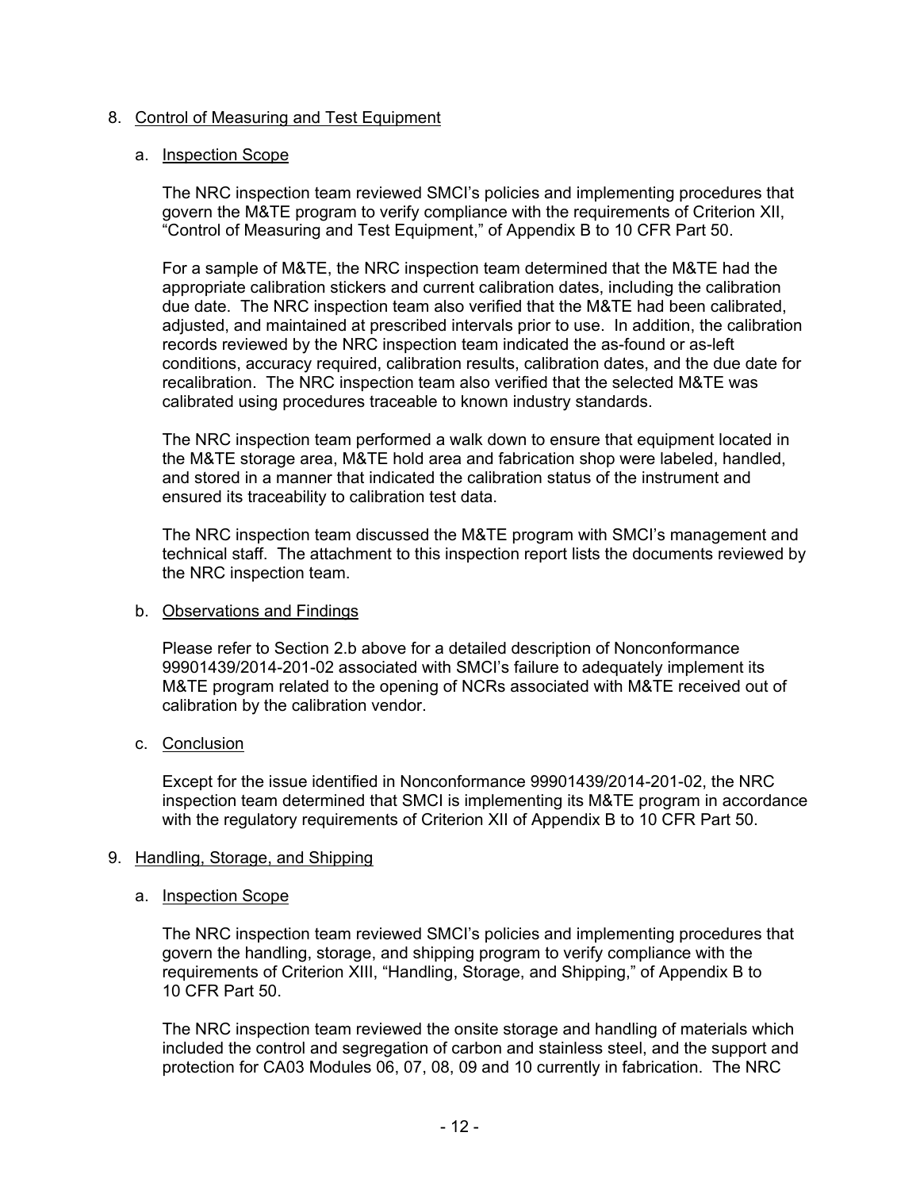## 8. Control of Measuring and Test Equipment

### a. Inspection Scope

The NRC inspection team reviewed SMCI's policies and implementing procedures that govern the M&TE program to verify compliance with the requirements of Criterion XII, "Control of Measuring and Test Equipment," of Appendix B to 10 CFR Part 50.

For a sample of M&TE, the NRC inspection team determined that the M&TE had the appropriate calibration stickers and current calibration dates, including the calibration due date. The NRC inspection team also verified that the M&TE had been calibrated, adjusted, and maintained at prescribed intervals prior to use. In addition, the calibration records reviewed by the NRC inspection team indicated the as-found or as-left conditions, accuracy required, calibration results, calibration dates, and the due date for recalibration. The NRC inspection team also verified that the selected M&TE was calibrated using procedures traceable to known industry standards.

The NRC inspection team performed a walk down to ensure that equipment located in the M&TE storage area, M&TE hold area and fabrication shop were labeled, handled, and stored in a manner that indicated the calibration status of the instrument and ensured its traceability to calibration test data.

The NRC inspection team discussed the M&TE program with SMCI's management and technical staff. The attachment to this inspection report lists the documents reviewed by the NRC inspection team.

### b. Observations and Findings

Please refer to Section 2.b above for a detailed description of Nonconformance 99901439/2014-201-02 associated with SMCI's failure to adequately implement its M&TE program related to the opening of NCRs associated with M&TE received out of calibration by the calibration vendor.

### c. Conclusion

Except for the issue identified in Nonconformance 99901439/2014-201-02, the NRC inspection team determined that SMCI is implementing its M&TE program in accordance with the regulatory requirements of Criterion XII of Appendix B to 10 CFR Part 50.

## 9. Handling, Storage, and Shipping

### a. Inspection Scope

The NRC inspection team reviewed SMCI's policies and implementing procedures that govern the handling, storage, and shipping program to verify compliance with the requirements of Criterion XIII, "Handling, Storage, and Shipping," of Appendix B to 10 CFR Part 50.

The NRC inspection team reviewed the onsite storage and handling of materials which included the control and segregation of carbon and stainless steel, and the support and protection for CA03 Modules 06, 07, 08, 09 and 10 currently in fabrication. The NRC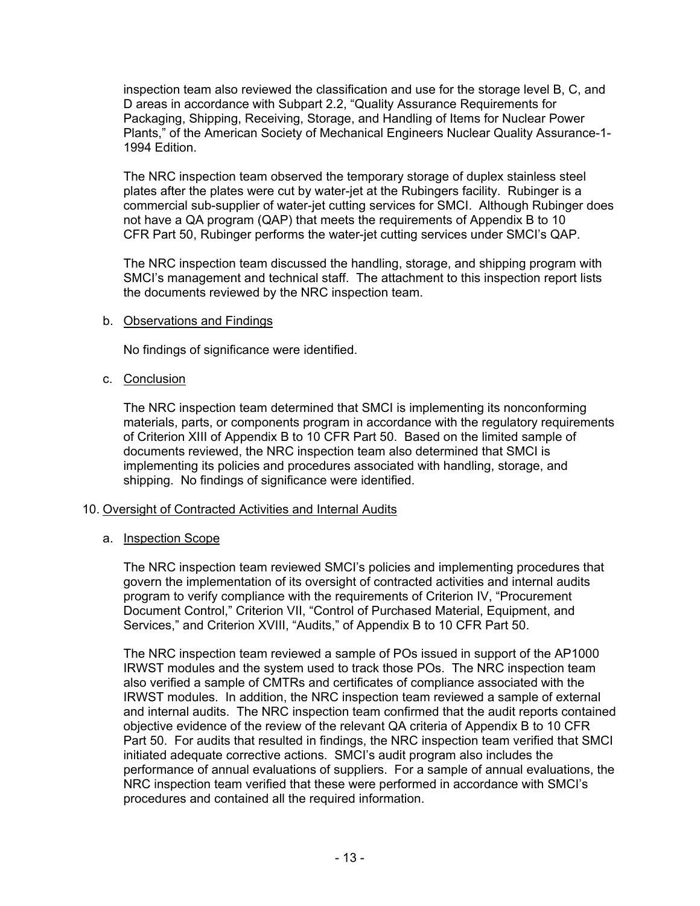inspection team also reviewed the classification and use for the storage level B, C, and D areas in accordance with Subpart 2.2, “Quality Assurance Requirements for Packaging, Shipping, Receiving, Storage, and Handling of Items for Nuclear Power Plants,” of the American Society of Mechanical Engineers Nuclear Quality Assurance-1-1994 Edition.

The NRC inspection team observed the temporary storage of duplex stainless steel plates after the plates were cut by water-jet at the Rubingers facility. Rubinger is a commercial sub-supplier of water-jet cutting services for SMCI. Although Rubinger does not have a QA program (QAP) that meets the requirements of Appendix B to 10 CFR Part 50, Rubinger performs the water-jet cutting services under SMCI’s QAP.

The NRC inspection team discussed the handling, storage, and shipping program with SMCI’s management and technical staff. The attachment to this inspection report lists the documents reviewed by the NRC inspection team.

b. Observations and Findings

No findings of significance were identified.

c. Conclusion

The NRC inspection team determined that SMCI is implementing its nonconforming materials, parts, or components program in accordance with the regulatory requirements of Criterion XIII of Appendix B to 10 CFR Part 50. Based on the limited sample of documents reviewed, the NRC inspection team also determined that SMCI is implementing its policies and procedures associated with handling, storage, and shipping. No findings of significance were identified.

## 10. Oversight of Contracted Activities and Internal Audits

a. Inspection Scope

The NRC inspection team reviewed SMCI’s policies and implementing procedures that govern the implementation of its oversight of contracted activities and internal audits program to verify compliance with the requirements of Criterion IV, “Procurement Document Control,” Criterion VII, “Control of Purchased Material, Equipment, and Services,” and Criterion XVIII, “Audits,” of Appendix B to 10 CFR Part 50.

The NRC inspection team reviewed a sample of POs issued in support of the AP1000 IRWST modules and the system used to track those POs. The NRC inspection team also verified a sample of CMTRs and certificates of compliance associated with the IRWST modules. In addition, the NRC inspection team reviewed a sample of external and internal audits. The NRC inspection team confirmed that the audit reports contained objective evidence of the review of the relevant QA criteria of Appendix B to 10 CFR Part 50. For audits that resulted in findings, the NRC inspection team verified that SMCI initiated adequate corrective actions. SMCI’s audit program also includes the performance of annual evaluations of suppliers. For a sample of annual evaluations, the NRC inspection team verified that these were performed in accordance with SMCI’s procedures and contained all the required information.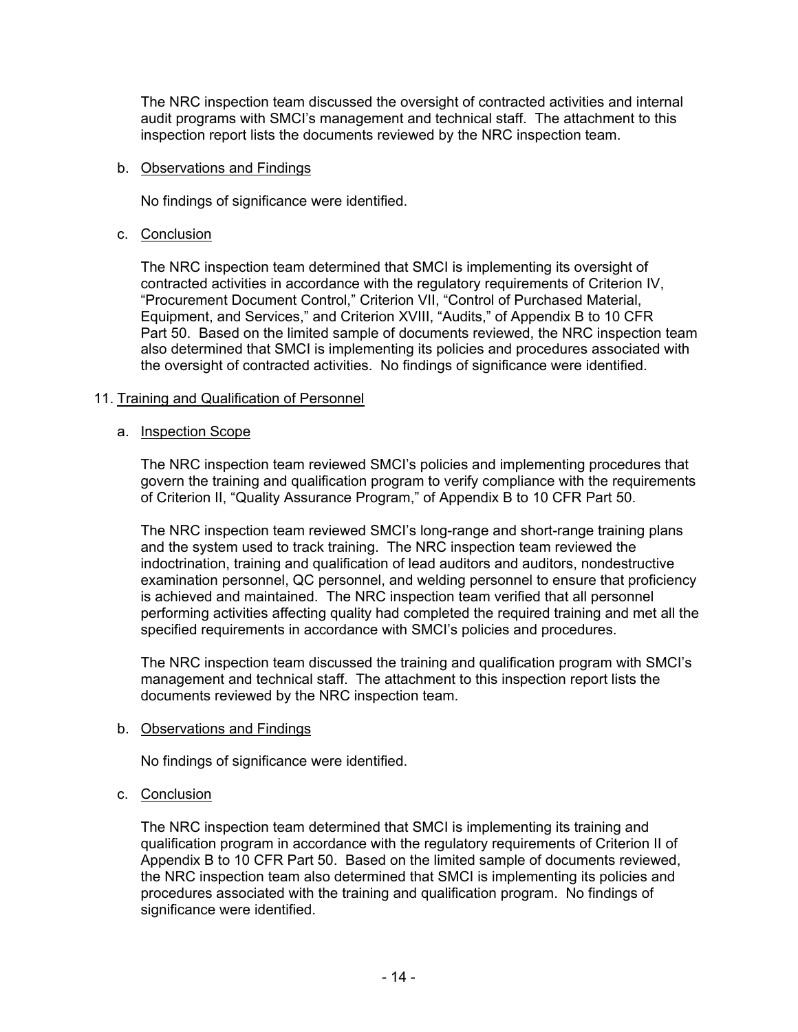The NRC inspection team discussed the oversight of contracted activities and internal audit programs with SMCI's management and technical staff. The attachment to this inspection report lists the documents reviewed by the NRC inspection team.

b. Observations and Findings

No findings of significance were identified.

c. Conclusion

The NRC inspection team determined that SMCI is implementing its oversight of contracted activities in accordance with the regulatory requirements of Criterion IV, "Procurement Document Control," Criterion VII, "Control of Purchased Material, Equipment, and Services," and Criterion XVIII, "Audits," of Appendix B to 10 CFR Part 50. Based on the limited sample of documents reviewed, the NRC inspection team also determined that SMCI is implementing its policies and procedures associated with the oversight of contracted activities. No findings of significance were identified.

## 11. Training and Qualification of Personnel

a. Inspection Scope

The NRC inspection team reviewed SMCI's policies and implementing procedures that govern the training and qualification program to verify compliance with the requirements of Criterion II, "Quality Assurance Program," of Appendix B to 10 CFR Part 50.

The NRC inspection team reviewed SMCI's long-range and short-range training plans and the system used to track training. The NRC inspection team reviewed the indoctrination, training and qualification of lead auditors and auditors, nondestructive examination personnel, QC personnel, and welding personnel to ensure that proficiency is achieved and maintained. The NRC inspection team verified that all personnel performing activities affecting quality had completed the required training and met all the specified requirements in accordance with SMCI's policies and procedures.

The NRC inspection team discussed the training and qualification program with SMCI's management and technical staff. The attachment to this inspection report lists the documents reviewed by the NRC inspection team.

b. Observations and Findings

No findings of significance were identified.

c. Conclusion

The NRC inspection team determined that SMCI is implementing its training and qualification program in accordance with the regulatory requirements of Criterion II of Appendix B to 10 CFR Part 50. Based on the limited sample of documents reviewed, the NRC inspection team also determined that SMCI is implementing its policies and procedures associated with the training and qualification program. No findings of significance were identified.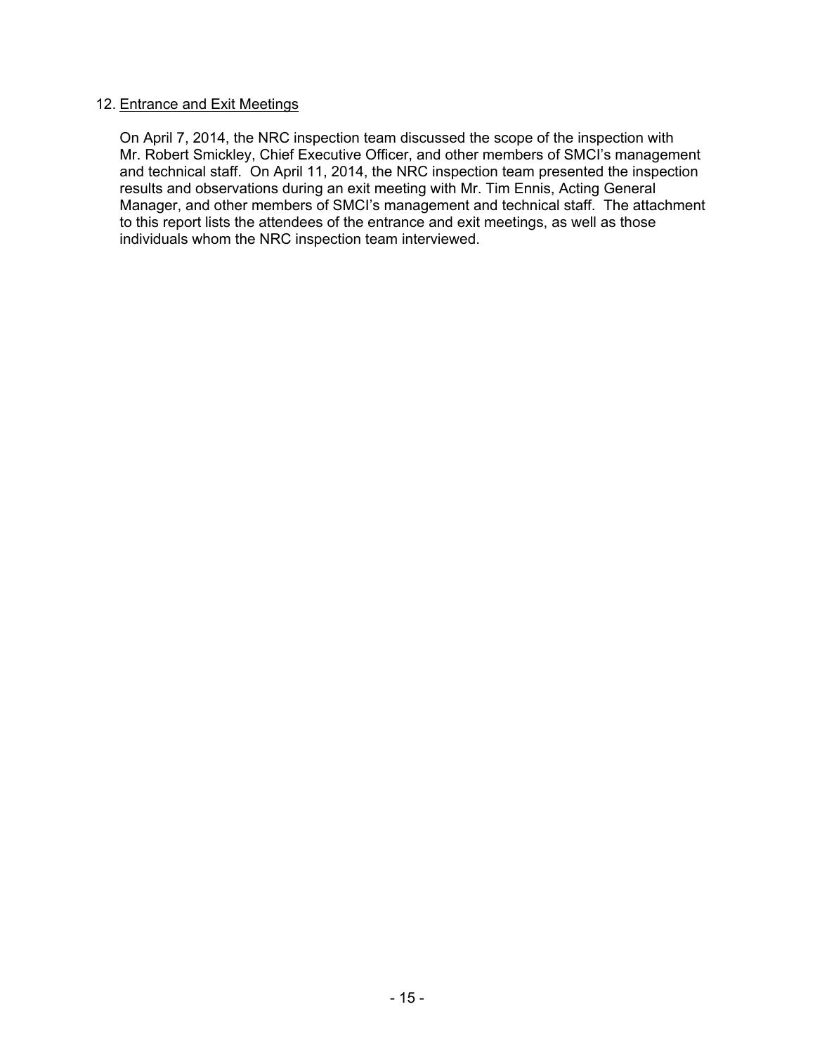## 12. Entrance and Exit Meetings

On April 7, 2014, the NRC inspection team discussed the scope of the inspection with Mr. Robert Smickley, Chief Executive Officer, and other members of SMCI's management and technical staff. On April 11, 2014, the NRC inspection team presented the inspection results and observations during an exit meeting with Mr. Tim Ennis, Acting General Manager, and other members of SMCI's management and technical staff. The attachment to this report lists the attendees of the entrance and exit meetings, as well as those individuals whom the NRC inspection team interviewed.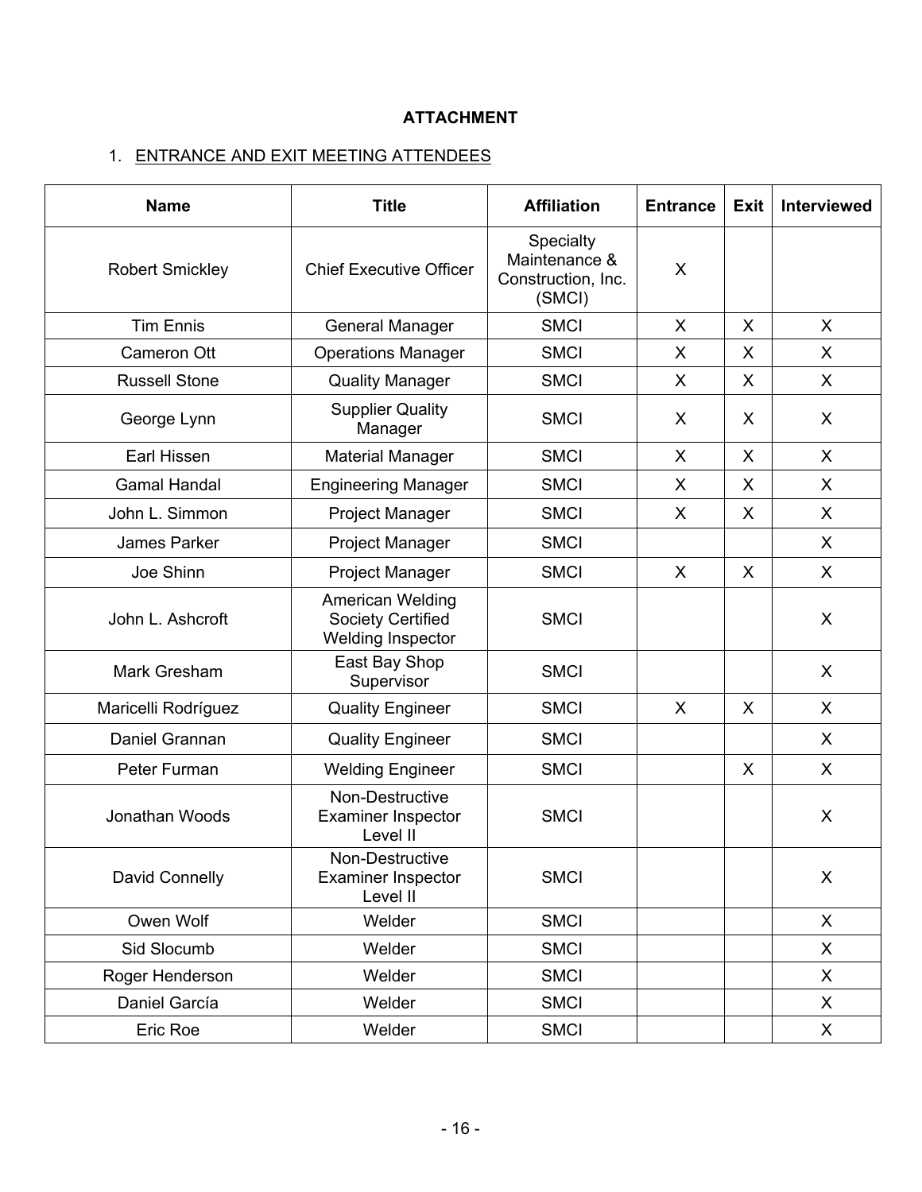**ATTACHMENT**

1. ENTRANCE AND EXIT MEETING ATTENDEES

| Name | Title | Affiliation | Entrance | Exit | Interviewed |
|---|---|---|---|---|---|
| Robert Smickley | Chief Executive Officer | Specialty Maintenance & Construction, Inc. (SMCI) | X | | |
| Tim Ennis | General Manager | SMCI | X | X | X |
| Cameron Ott | Operations Manager | SMCI | X | X | X |
| Russell Stone | Quality Manager | SMCI | X | X | X |
| George Lynn | Supplier Quality Manager | SMCI | X | X | X |
| Earl Hissen | Material Manager | SMCI | X | X | X |
| Gamal Handal | Engineering Manager | SMCI | X | X | X |
| John L. Simmon | Project Manager | SMCI | X | X | X |
| James Parker | Project Manager | SMCI | | | X |
| Joe Shinn | Project Manager | SMCI | X | X | X |
| John L. Ashcroft | American Welding Society Certified Welding Inspector | SMCI | | | X |
| Mark Gresham | East Bay Shop Supervisor | SMCI | | | X |
| Maricelli Rodríguez | Quality Engineer | SMCI | X | X | X |
| Daniel Grannan | Quality Engineer | SMCI | | | X |
| Peter Furman | Welding Engineer | SMCI | | X | X |
| Jonathan Woods | Non-Destructive Examiner Inspector Level II | SMCI | | | X |
| David Connelly | Non-Destructive Examiner Inspector Level II | SMCI | | | X |
| Owen Wolf | Welder | SMCI | | | X |
| Sid Slocumb | Welder | SMCI | | | X |
| Roger Henderson | Welder | SMCI | | | X |
| Daniel García | Welder | SMCI | | | X |
| Eric Roe | Welder | SMCI | | | X |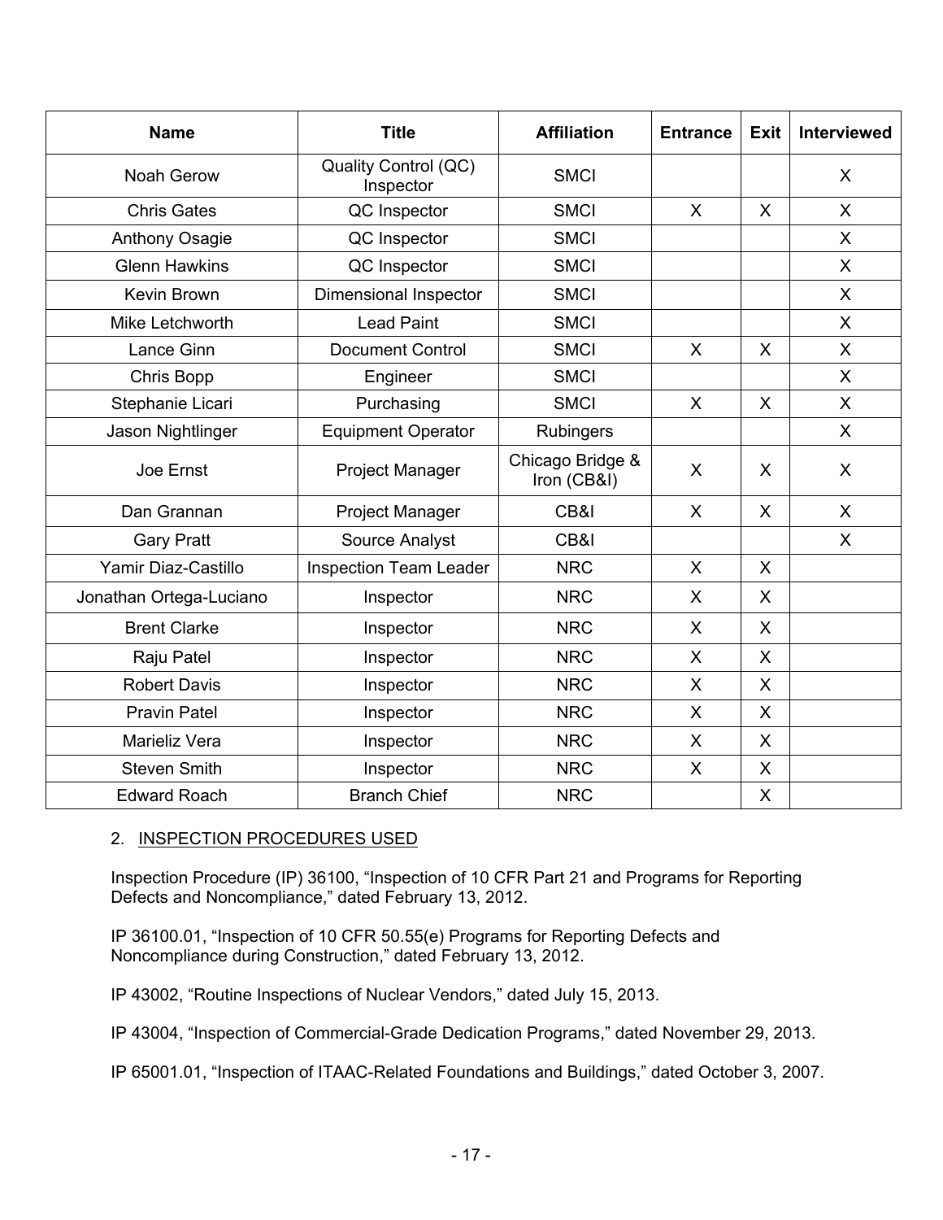| Name | Title | Affiliation | Entrance | Exit | Interviewed |
|---|---|---|---|---|---|
| Noah Gerow | Quality Control (QC) Inspector | SMCI | | | X |
| Chris Gates | QC Inspector | SMCI | X | X | X |
| Anthony Osagie | QC Inspector | SMCI | | | X |
| Glenn Hawkins | QC Inspector | SMCI | | | X |
| Kevin Brown | Dimensional Inspector | SMCI | | | X |
| Mike Letchworth | Lead Paint | SMCI | | | X |
| Lance Ginn | Document Control | SMCI | X | X | X |
| Chris Bopp | Engineer | SMCI | | | X |
| Stephanie Licari | Purchasing | SMCI | X | X | X |
| Jason Nightlinger | Equipment Operator | Rubingers | | | X |
| Joe Ernst | Project Manager | Chicago Bridge & Iron (CB&I) | X | X | X |
| Dan Grannan | Project Manager | CB&I | X | X | X |
| Gary Pratt | Source Analyst | CB&I | | | X |
| Yamir Diaz-Castillo | Inspection Team Leader | NRC | X | X | |
| Jonathan Ortega-Luciano | Inspector | NRC | X | X | |
| Brent Clarke | Inspector | NRC | X | X | |
| Raju Patel | Inspector | NRC | X | X | |
| Robert Davis | Inspector | NRC | X | X | |
| Pravin Patel | Inspector | NRC | X | X | |
| Marieliz Vera | Inspector | NRC | X | X | |
| Steven Smith | Inspector | NRC | X | X | |
| Edward Roach | Branch Chief | NRC | | X | |

2. INSPECTION PROCEDURES USED

Inspection Procedure (IP) 36100, “Inspection of 10 CFR Part 21 and Programs for Reporting Defects and Noncompliance,” dated February 13, 2012.

IP 36100.01, “Inspection of 10 CFR 50.55(e) Programs for Reporting Defects and Noncompliance during Construction,” dated February 13, 2012.

IP 43002, “Routine Inspections of Nuclear Vendors,” dated July 15, 2013.

IP 43004, “Inspection of Commercial-Grade Dedication Programs,” dated November 29, 2013.

IP 65001.01, “Inspection of ITAAC-Related Foundations and Buildings,” dated October 3, 2007.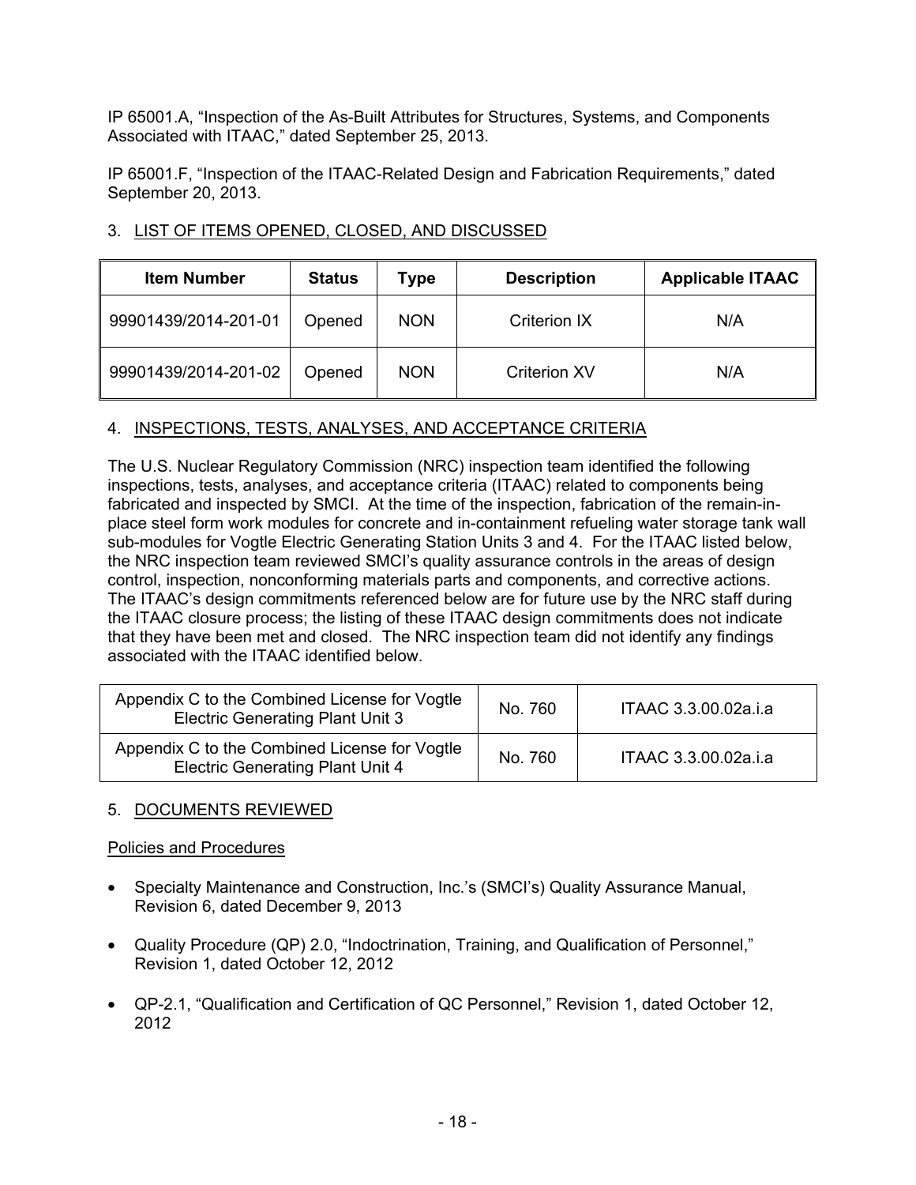IP 65001.A, "Inspection of the As-Built Attributes for Structures, Systems, and Components Associated with ITAAC," dated September 25, 2013.

IP 65001.F, "Inspection of the ITAAC-Related Design and Fabrication Requirements," dated September 20, 2013.

3. LIST OF ITEMS OPENED, CLOSED, AND DISCUSSED

| Item Number | Status | Type | Description | Applicable ITAAC |
|---|---|---|---|---|
| 99901439/2014-201-01 | Opened | NON | Criterion IX | N/A |
| 99901439/2014-201-02 | Opened | NON | Criterion XV | N/A |

4. INSPECTIONS, TESTS, ANALYSES, AND ACCEPTANCE CRITERIA

The U.S. Nuclear Regulatory Commission (NRC) inspection team identified the following inspections, tests, analyses, and acceptance criteria (ITAAC) related to components being fabricated and inspected by SMCI. At the time of the inspection, fabrication of the remain-in-place steel form work modules for concrete and in-containment refueling water storage tank wall sub-modules for Vogtle Electric Generating Station Units 3 and 4. For the ITAAC listed below, the NRC inspection team reviewed SMCI's quality assurance controls in the areas of design control, inspection, nonconforming materials parts and components, and corrective actions. The ITAAC's design commitments referenced below are for future use by the NRC staff during the ITAAC closure process; the listing of these ITAAC design commitments does not indicate that they have been met and closed. The NRC inspection team did not identify any findings associated with the ITAAC identified below.

| | | |
|---|---|---|
| Appendix C to the Combined License for Vogtle Electric Generating Plant Unit 3 | No. 760 | ITAAC 3.3.00.02a.i.a |
| Appendix C to the Combined License for Vogtle Electric Generating Plant Unit 4 | No. 760 | ITAAC 3.3.00.02a.i.a |

5. DOCUMENTS REVIEWED

Policies and Procedures

- Specialty Maintenance and Construction, Inc.'s (SMCI's) Quality Assurance Manual, Revision 6, dated December 9, 2013
- Quality Procedure (QP) 2.0, "Indoctrination, Training, and Qualification of Personnel," Revision 1, dated October 12, 2012
- QP-2.1, "Qualification and Certification of QC Personnel," Revision 1, dated October 12, 2012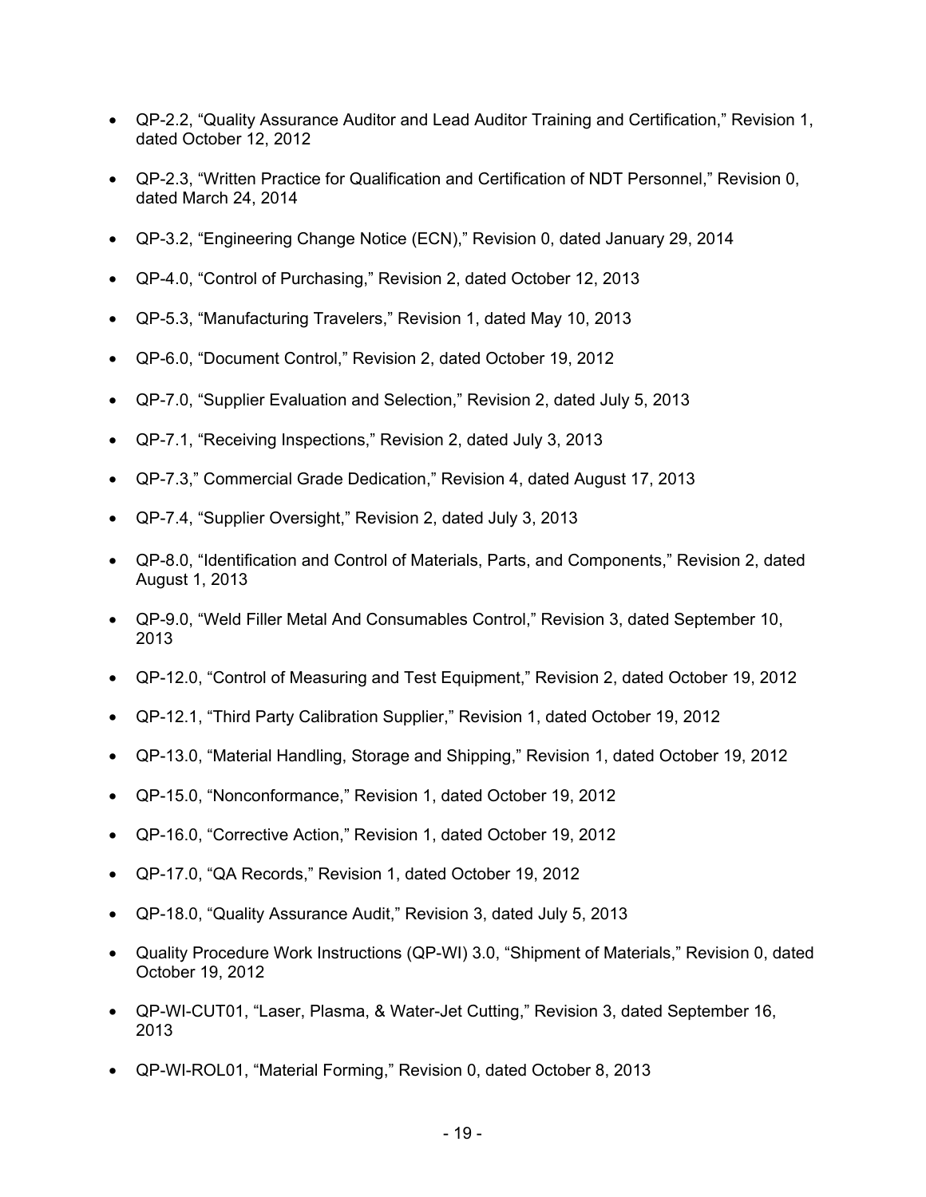- QP-2.2, “Quality Assurance Auditor and Lead Auditor Training and Certification,” Revision 1, dated October 12, 2012

- QP-2.3, “Written Practice for Qualification and Certification of NDT Personnel,” Revision 0, dated March 24, 2014

- QP-3.2, “Engineering Change Notice (ECN),” Revision 0, dated January 29, 2014

- QP-4.0, “Control of Purchasing,” Revision 2, dated October 12, 2013

- QP-5.3, “Manufacturing Travelers,” Revision 1, dated May 10, 2013

- QP-6.0, “Document Control,” Revision 2, dated October 19, 2012

- QP-7.0, “Supplier Evaluation and Selection,” Revision 2, dated July 5, 2013

- QP-7.1, “Receiving Inspections,” Revision 2, dated July 3, 2013

- QP-7.3,” Commercial Grade Dedication,” Revision 4, dated August 17, 2013

- QP-7.4, “Supplier Oversight,” Revision 2, dated July 3, 2013

- QP-8.0, “Identification and Control of Materials, Parts, and Components,” Revision 2, dated August 1, 2013

- QP-9.0, “Weld Filler Metal And Consumables Control,” Revision 3, dated September 10, 2013

- QP-12.0, “Control of Measuring and Test Equipment,” Revision 2, dated October 19, 2012

- QP-12.1, “Third Party Calibration Supplier,” Revision 1, dated October 19, 2012

- QP-13.0, “Material Handling, Storage and Shipping,” Revision 1, dated October 19, 2012

- QP-15.0, “Nonconformance,” Revision 1, dated October 19, 2012

- QP-16.0, “Corrective Action,” Revision 1, dated October 19, 2012

- QP-17.0, “QA Records,” Revision 1, dated October 19, 2012

- QP-18.0, “Quality Assurance Audit,” Revision 3, dated July 5, 2013

- Quality Procedure Work Instructions (QP-WI) 3.0, “Shipment of Materials,” Revision 0, dated October 19, 2012

- QP-WI-CUT01, “Laser, Plasma, & Water-Jet Cutting,” Revision 3, dated September 16, 2013

- QP-WI-ROL01, “Material Forming,” Revision 0, dated October 8, 2013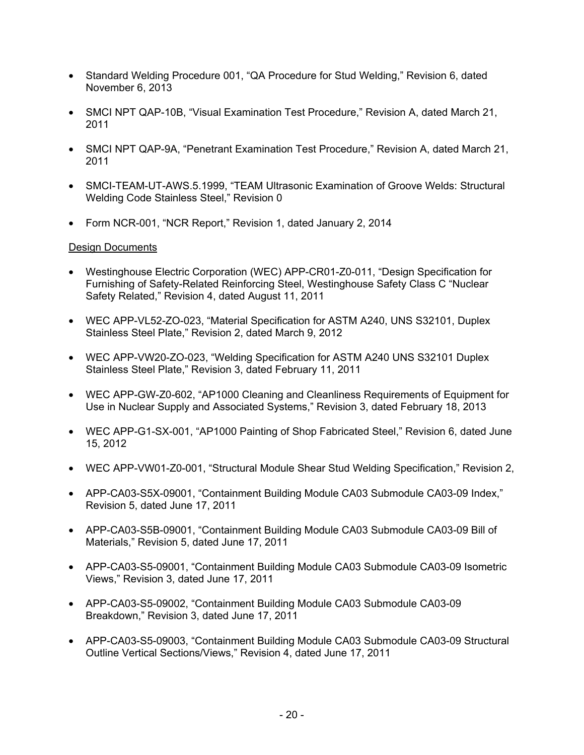- Standard Welding Procedure 001, "QA Procedure for Stud Welding," Revision 6, dated November 6, 2013

- SMCI NPT QAP-10B, "Visual Examination Test Procedure," Revision A, dated March 21, 2011

- SMCI NPT QAP-9A, "Penetrant Examination Test Procedure," Revision A, dated March 21, 2011

- SMCI-TEAM-UT-AWS.5.1999, "TEAM Ultrasonic Examination of Groove Welds: Structural Welding Code Stainless Steel," Revision 0

- Form NCR-001, "NCR Report," Revision 1, dated January 2, 2014

<u>Design Documents</u>

- Westinghouse Electric Corporation (WEC) APP-CR01-Z0-011, "Design Specification for Furnishing of Safety-Related Reinforcing Steel, Westinghouse Safety Class C "Nuclear Safety Related," Revision 4, dated August 11, 2011

- WEC APP-VL52-ZO-023, "Material Specification for ASTM A240, UNS S32101, Duplex Stainless Steel Plate," Revision 2, dated March 9, 2012

- WEC APP-VW20-ZO-023, "Welding Specification for ASTM A240 UNS S32101 Duplex Stainless Steel Plate," Revision 3, dated February 11, 2011

- WEC APP-GW-Z0-602, "AP1000 Cleaning and Cleanliness Requirements of Equipment for Use in Nuclear Supply and Associated Systems," Revision 3, dated February 18, 2013

- WEC APP-G1-SX-001, "AP1000 Painting of Shop Fabricated Steel," Revision 6, dated June 15, 2012

- WEC APP-VW01-Z0-001, "Structural Module Shear Stud Welding Specification," Revision 2,

- APP-CA03-S5X-09001, "Containment Building Module CA03 Submodule CA03-09 Index," Revision 5, dated June 17, 2011

- APP-CA03-S5B-09001, "Containment Building Module CA03 Submodule CA03-09 Bill of Materials," Revision 5, dated June 17, 2011

- APP-CA03-S5-09001, "Containment Building Module CA03 Submodule CA03-09 Isometric Views," Revision 3, dated June 17, 2011

- APP-CA03-S5-09002, "Containment Building Module CA03 Submodule CA03-09 Breakdown," Revision 3, dated June 17, 2011

- APP-CA03-S5-09003, "Containment Building Module CA03 Submodule CA03-09 Structural Outline Vertical Sections/Views," Revision 4, dated June 17, 2011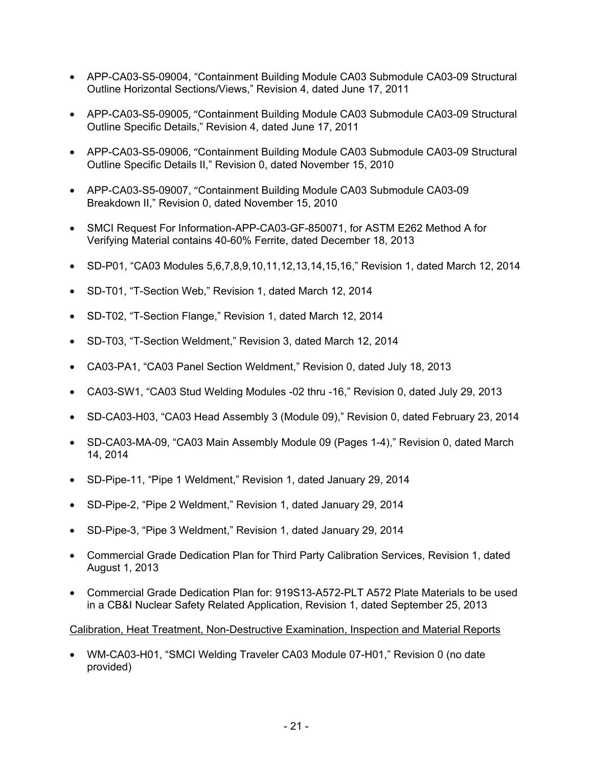- APP-CA03-S5-09004, "Containment Building Module CA03 Submodule CA03-09 Structural Outline Horizontal Sections/Views," Revision 4, dated June 17, 2011

- APP-CA03-S5-09005, "Containment Building Module CA03 Submodule CA03-09 Structural Outline Specific Details," Revision 4, dated June 17, 2011

- APP-CA03-S5-09006, "Containment Building Module CA03 Submodule CA03-09 Structural Outline Specific Details II," Revision 0, dated November 15, 2010

- APP-CA03-S5-09007, "Containment Building Module CA03 Submodule CA03-09 Breakdown II," Revision 0, dated November 15, 2010

- SMCI Request For Information-APP-CA03-GF-850071, for ASTM E262 Method A for Verifying Material contains 40-60% Ferrite, dated December 18, 2013

- SD-P01, "CA03 Modules 5,6,7,8,9,10,11,12,13,14,15,16," Revision 1, dated March 12, 2014

- SD-T01, "T-Section Web," Revision 1, dated March 12, 2014

- SD-T02, "T-Section Flange," Revision 1, dated March 12, 2014

- SD-T03, "T-Section Weldment," Revision 3, dated March 12, 2014

- CA03-PA1, "CA03 Panel Section Weldment," Revision 0, dated July 18, 2013

- CA03-SW1, "CA03 Stud Welding Modules -02 thru -16," Revision 0, dated July 29, 2013

- SD-CA03-H03, "CA03 Head Assembly 3 (Module 09)," Revision 0, dated February 23, 2014

- SD-CA03-MA-09, "CA03 Main Assembly Module 09 (Pages 1-4)," Revision 0, dated March 14, 2014

- SD-Pipe-11, "Pipe 1 Weldment," Revision 1, dated January 29, 2014

- SD-Pipe-2, "Pipe 2 Weldment," Revision 1, dated January 29, 2014

- SD-Pipe-3, "Pipe 3 Weldment," Revision 1, dated January 29, 2014

- Commercial Grade Dedication Plan for Third Party Calibration Services, Revision 1, dated August 1, 2013

- Commercial Grade Dedication Plan for: 919S13-A572-PLT A572 Plate Materials to be used in a CB&I Nuclear Safety Related Application, Revision 1, dated September 25, 2013

<u>Calibration, Heat Treatment, Non-Destructive Examination, Inspection and Material Reports</u>

- WM-CA03-H01, "SMCI Welding Traveler CA03 Module 07-H01," Revision 0 (no date provided)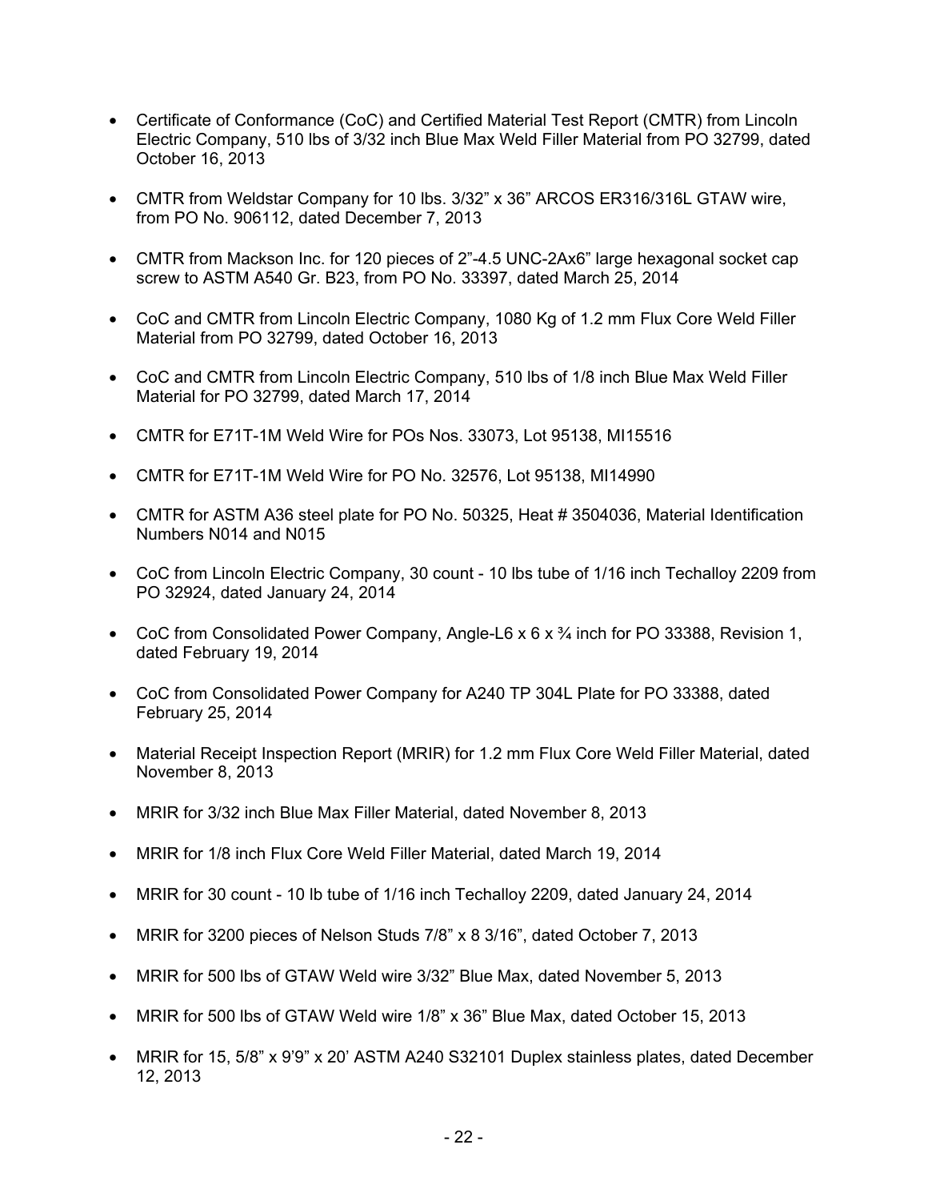- Certificate of Conformance (CoC) and Certified Material Test Report (CMTR) from Lincoln Electric Company, 510 lbs of 3/32 inch Blue Max Weld Filler Material from PO 32799, dated October 16, 2013

- CMTR from Weldstar Company for 10 lbs. 3/32" x 36" ARCOS ER316/316L GTAW wire, from PO No. 906112, dated December 7, 2013

- CMTR from Mackson Inc. for 120 pieces of 2"-4.5 UNC-2Ax6" large hexagonal socket cap screw to ASTM A540 Gr. B23, from PO No. 33397, dated March 25, 2014

- CoC and CMTR from Lincoln Electric Company, 1080 Kg of 1.2 mm Flux Core Weld Filler Material from PO 32799, dated October 16, 2013

- CoC and CMTR from Lincoln Electric Company, 510 lbs of 1/8 inch Blue Max Weld Filler Material for PO 32799, dated March 17, 2014

- CMTR for E71T-1M Weld Wire for POs Nos. 33073, Lot 95138, MI15516

- CMTR for E71T-1M Weld Wire for PO No. 32576, Lot 95138, MI14990

- CMTR for ASTM A36 steel plate for PO No. 50325, Heat # 3504036, Material Identification Numbers N014 and N015

- CoC from Lincoln Electric Company, 30 count - 10 lbs tube of 1/16 inch Techalloy 2209 from PO 32924, dated January 24, 2014

- CoC from Consolidated Power Company, Angle-L6 x 6 x ¾ inch for PO 33388, Revision 1, dated February 19, 2014

- CoC from Consolidated Power Company for A240 TP 304L Plate for PO 33388, dated February 25, 2014

- Material Receipt Inspection Report (MRIR) for 1.2 mm Flux Core Weld Filler Material, dated November 8, 2013

- MRIR for 3/32 inch Blue Max Filler Material, dated November 8, 2013

- MRIR for 1/8 inch Flux Core Weld Filler Material, dated March 19, 2014

- MRIR for 30 count - 10 lb tube of 1/16 inch Techalloy 2209, dated January 24, 2014

- MRIR for 3200 pieces of Nelson Studs 7/8" x 8 3/16", dated October 7, 2013

- MRIR for 500 lbs of GTAW Weld wire 3/32" Blue Max, dated November 5, 2013

- MRIR for 500 lbs of GTAW Weld wire 1/8" x 36" Blue Max, dated October 15, 2013

- MRIR for 15, 5/8" x 9'9" x 20' ASTM A240 S32101 Duplex stainless plates, dated December 12, 2013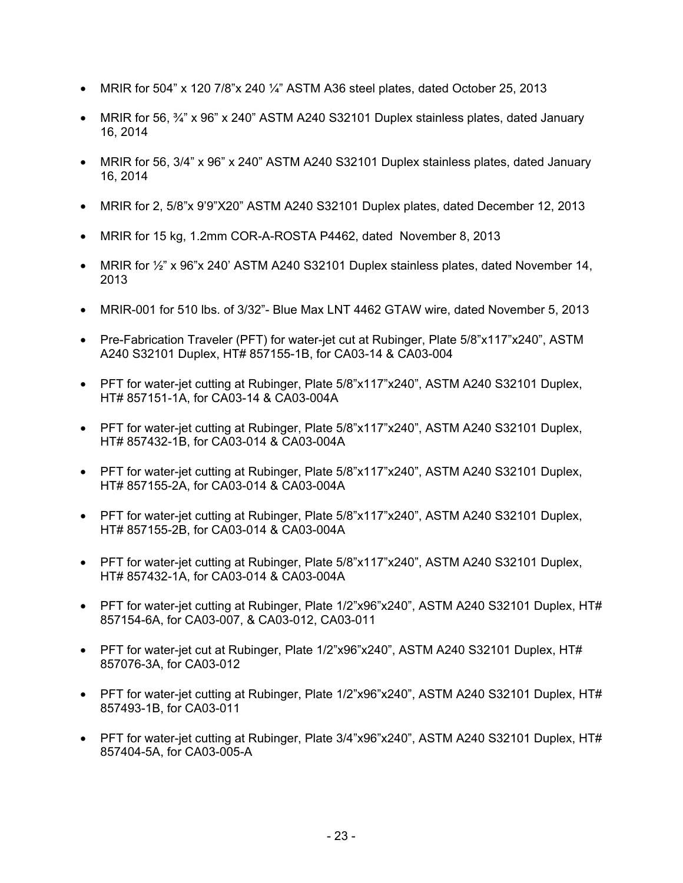- MRIR for 504" x 120 7/8"x 240 ¼" ASTM A36 steel plates, dated October 25, 2013
- MRIR for 56, ¾" x 96" x 240" ASTM A240 S32101 Duplex stainless plates, dated January 16, 2014
- MRIR for 56, 3/4" x 96" x 240" ASTM A240 S32101 Duplex stainless plates, dated January 16, 2014
- MRIR for 2, 5/8"x 9'9"X20" ASTM A240 S32101 Duplex plates, dated December 12, 2013
- MRIR for 15 kg, 1.2mm COR-A-ROSTA P4462, dated November 8, 2013
- MRIR for ½" x 96"x 240' ASTM A240 S32101 Duplex stainless plates, dated November 14, 2013
- MRIR-001 for 510 lbs. of 3/32"- Blue Max LNT 4462 GTAW wire, dated November 5, 2013
- Pre-Fabrication Traveler (PFT) for water-jet cut at Rubinger, Plate 5/8"x117"x240", ASTM A240 S32101 Duplex, HT# 857155-1B, for CA03-14 & CA03-004
- PFT for water-jet cutting at Rubinger, Plate 5/8"x117"x240", ASTM A240 S32101 Duplex, HT# 857151-1A, for CA03-14 & CA03-004A
- PFT for water-jet cutting at Rubinger, Plate 5/8"x117"x240", ASTM A240 S32101 Duplex, HT# 857432-1B, for CA03-014 & CA03-004A
- PFT for water-jet cutting at Rubinger, Plate 5/8"x117"x240", ASTM A240 S32101 Duplex, HT# 857155-2A, for CA03-014 & CA03-004A
- PFT for water-jet cutting at Rubinger, Plate 5/8"x117"x240", ASTM A240 S32101 Duplex, HT# 857155-2B, for CA03-014 & CA03-004A
- PFT for water-jet cutting at Rubinger, Plate 5/8"x117"x240", ASTM A240 S32101 Duplex, HT# 857432-1A, for CA03-014 & CA03-004A
- PFT for water-jet cutting at Rubinger, Plate 1/2"x96"x240", ASTM A240 S32101 Duplex, HT# 857154-6A, for CA03-007, & CA03-012, CA03-011
- PFT for water-jet cut at Rubinger, Plate 1/2"x96"x240", ASTM A240 S32101 Duplex, HT# 857076-3A, for CA03-012
- PFT for water-jet cutting at Rubinger, Plate 1/2"x96"x240", ASTM A240 S32101 Duplex, HT# 857493-1B, for CA03-011
- PFT for water-jet cutting at Rubinger, Plate 3/4"x96"x240", ASTM A240 S32101 Duplex, HT# 857404-5A, for CA03-005-A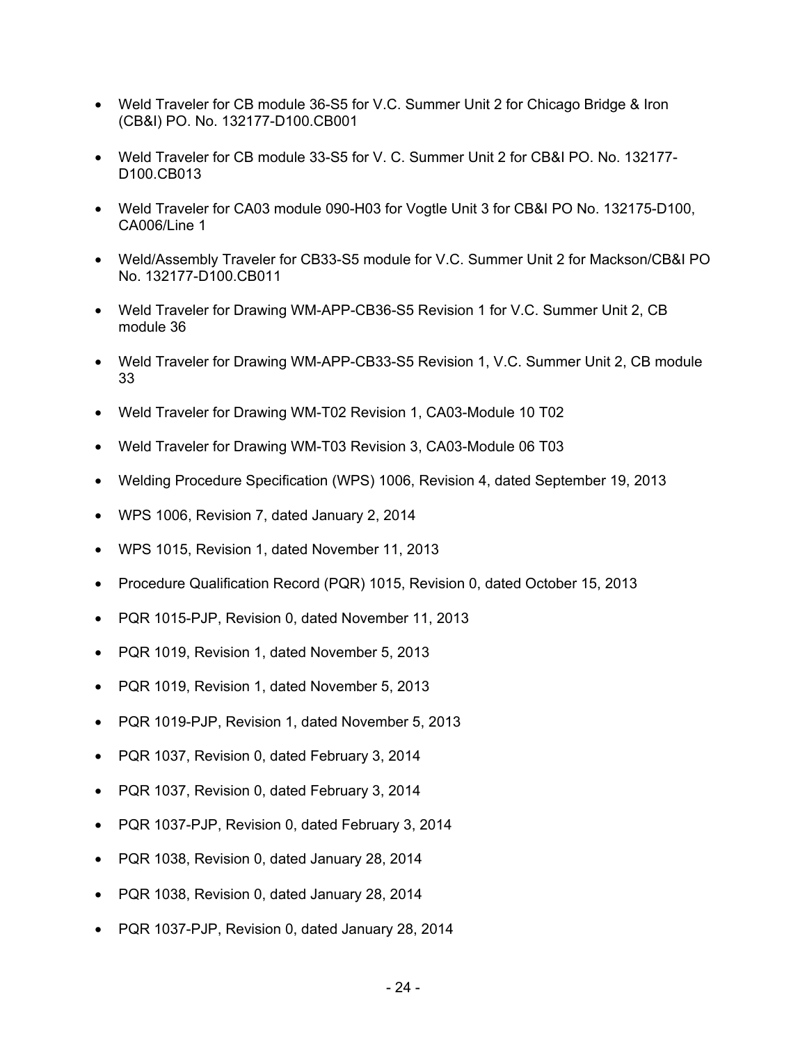- Weld Traveler for CB module 36-S5 for V.C. Summer Unit 2 for Chicago Bridge & Iron (CB&I) PO. No. 132177-D100.CB001
- Weld Traveler for CB module 33-S5 for V. C. Summer Unit 2 for CB&I PO. No. 132177-D100.CB013
- Weld Traveler for CA03 module 090-H03 for Vogtle Unit 3 for CB&I PO No. 132175-D100, CA006/Line 1
- Weld/Assembly Traveler for CB33-S5 module for V.C. Summer Unit 2 for Mackson/CB&I PO No. 132177-D100.CB011
- Weld Traveler for Drawing WM-APP-CB36-S5 Revision 1 for V.C. Summer Unit 2, CB module 36
- Weld Traveler for Drawing WM-APP-CB33-S5 Revision 1, V.C. Summer Unit 2, CB module 33
- Weld Traveler for Drawing WM-T02 Revision 1, CA03-Module 10 T02
- Weld Traveler for Drawing WM-T03 Revision 3, CA03-Module 06 T03
- Welding Procedure Specification (WPS) 1006, Revision 4, dated September 19, 2013
- WPS 1006, Revision 7, dated January 2, 2014
- WPS 1015, Revision 1, dated November 11, 2013
- Procedure Qualification Record (PQR) 1015, Revision 0, dated October 15, 2013
- PQR 1015-PJP, Revision 0, dated November 11, 2013
- PQR 1019, Revision 1, dated November 5, 2013
- PQR 1019, Revision 1, dated November 5, 2013
- PQR 1019-PJP, Revision 1, dated November 5, 2013
- PQR 1037, Revision 0, dated February 3, 2014
- PQR 1037, Revision 0, dated February 3, 2014
- PQR 1037-PJP, Revision 0, dated February 3, 2014
- PQR 1038, Revision 0, dated January 28, 2014
- PQR 1038, Revision 0, dated January 28, 2014
- PQR 1037-PJP, Revision 0, dated January 28, 2014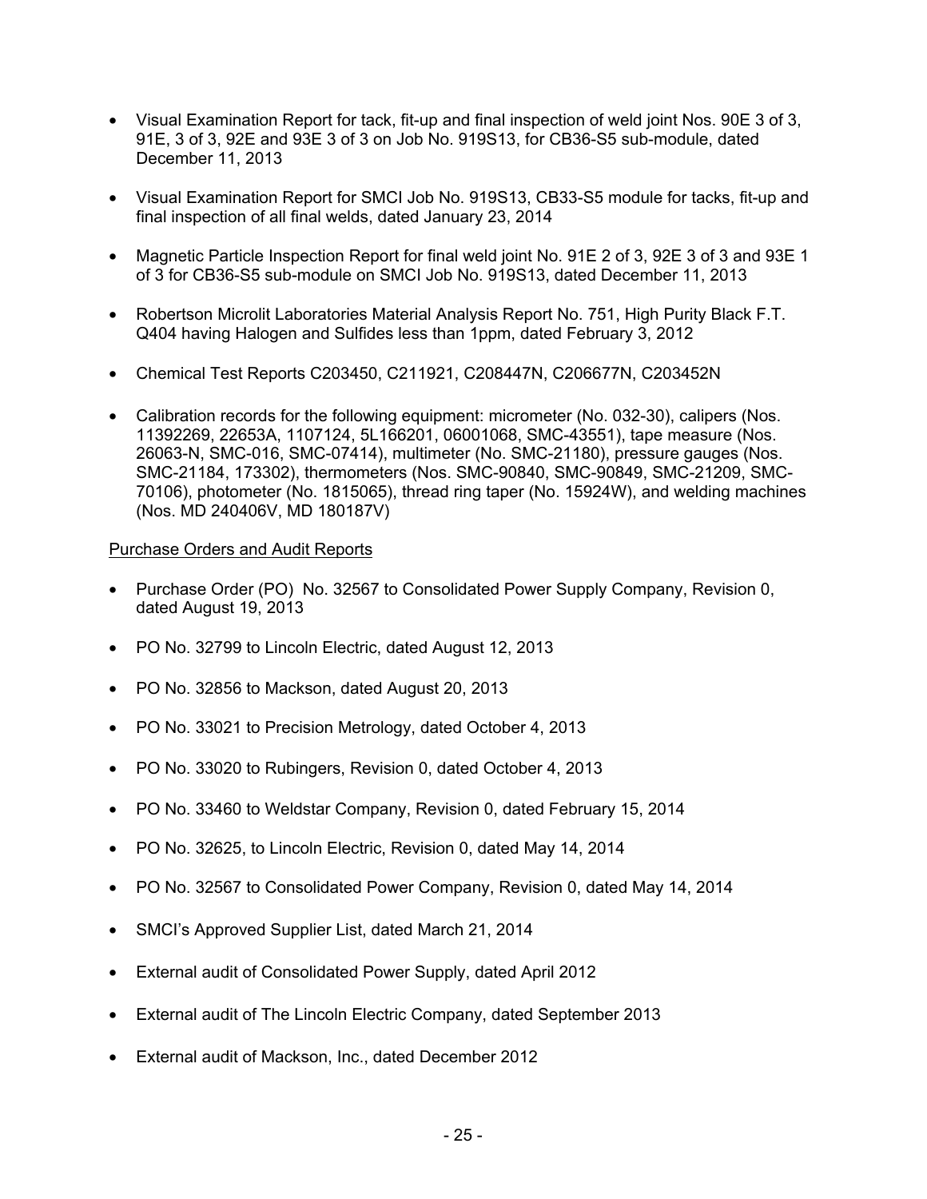- Visual Examination Report for tack, fit-up and final inspection of weld joint Nos. 90E 3 of 3, 91E, 3 of 3, 92E and 93E 3 of 3 on Job No. 919S13, for CB36-S5 sub-module, dated December 11, 2013
- Visual Examination Report for SMCI Job No. 919S13, CB33-S5 module for tacks, fit-up and final inspection of all final welds, dated January 23, 2014
- Magnetic Particle Inspection Report for final weld joint No. 91E 2 of 3, 92E 3 of 3 and 93E 1 of 3 for CB36-S5 sub-module on SMCI Job No. 919S13, dated December 11, 2013
- Robertson Microlit Laboratories Material Analysis Report No. 751, High Purity Black F.T. Q404 having Halogen and Sulfides less than 1ppm, dated February 3, 2012
- Chemical Test Reports C203450, C211921, C208447N, C206677N, C203452N
- Calibration records for the following equipment: micrometer (No. 032-30), calipers (Nos. 11392269, 22653A, 1107124, 5L166201, 06001068, SMC-43551), tape measure (Nos. 26063-N, SMC-016, SMC-07414), multimeter (No. SMC-21180), pressure gauges (Nos. SMC-21184, 173302), thermometers (Nos. SMC-90840, SMC-90849, SMC-21209, SMC-70106), photometer (No. 1815065), thread ring taper (No. 15924W), and welding machines (Nos. MD 240406V, MD 180187V)

Purchase Orders and Audit Reports

- Purchase Order (PO) No. 32567 to Consolidated Power Supply Company, Revision 0, dated August 19, 2013
- PO No. 32799 to Lincoln Electric, dated August 12, 2013
- PO No. 32856 to Mackson, dated August 20, 2013
- PO No. 33021 to Precision Metrology, dated October 4, 2013
- PO No. 33020 to Rubingers, Revision 0, dated October 4, 2013
- PO No. 33460 to Weldstar Company, Revision 0, dated February 15, 2014
- PO No. 32625, to Lincoln Electric, Revision 0, dated May 14, 2014
- PO No. 32567 to Consolidated Power Company, Revision 0, dated May 14, 2014
- SMCI's Approved Supplier List, dated March 21, 2014
- External audit of Consolidated Power Supply, dated April 2012
- External audit of The Lincoln Electric Company, dated September 2013
- External audit of Mackson, Inc., dated December 2012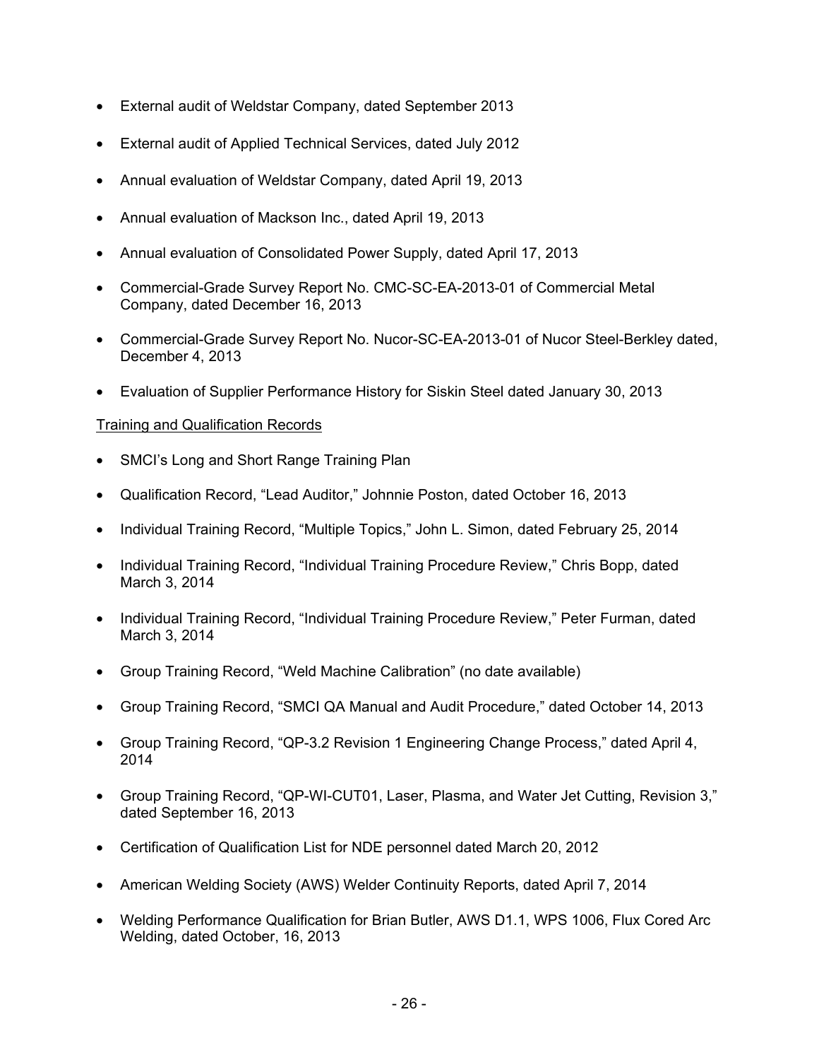- External audit of Weldstar Company, dated September 2013
- External audit of Applied Technical Services, dated July 2012
- Annual evaluation of Weldstar Company, dated April 19, 2013
- Annual evaluation of Mackson Inc., dated April 19, 2013
- Annual evaluation of Consolidated Power Supply, dated April 17, 2013
- Commercial-Grade Survey Report No. CMC-SC-EA-2013-01 of Commercial Metal Company, dated December 16, 2013
- Commercial-Grade Survey Report No. Nucor-SC-EA-2013-01 of Nucor Steel-Berkley dated, December 4, 2013
- Evaluation of Supplier Performance History for Siskin Steel dated January 30, 2013

Training and Qualification Records

- SMCI's Long and Short Range Training Plan
- Qualification Record, "Lead Auditor," Johnnie Poston, dated October 16, 2013
- Individual Training Record, "Multiple Topics," John L. Simon, dated February 25, 2014
- Individual Training Record, "Individual Training Procedure Review," Chris Bopp, dated March 3, 2014
- Individual Training Record, "Individual Training Procedure Review," Peter Furman, dated March 3, 2014
- Group Training Record, "Weld Machine Calibration" (no date available)
- Group Training Record, "SMCI QA Manual and Audit Procedure," dated October 14, 2013
- Group Training Record, "QP-3.2 Revision 1 Engineering Change Process," dated April 4, 2014
- Group Training Record, "QP-WI-CUT01, Laser, Plasma, and Water Jet Cutting, Revision 3," dated September 16, 2013
- Certification of Qualification List for NDE personnel dated March 20, 2012
- American Welding Society (AWS) Welder Continuity Reports, dated April 7, 2014
- Welding Performance Qualification for Brian Butler, AWS D1.1, WPS 1006, Flux Cored Arc Welding, dated October, 16, 2013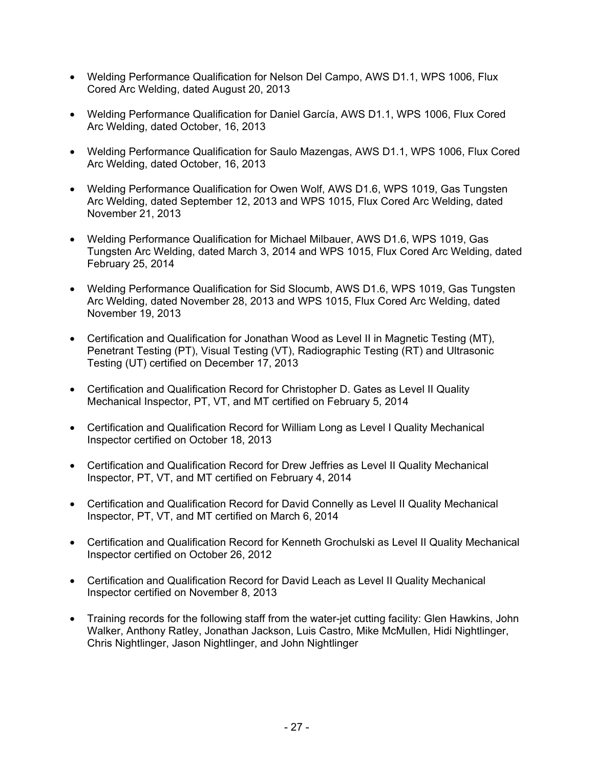- Welding Performance Qualification for Nelson Del Campo, AWS D1.1, WPS 1006, Flux Cored Arc Welding, dated August 20, 2013

- Welding Performance Qualification for Daniel García, AWS D1.1, WPS 1006, Flux Cored Arc Welding, dated October, 16, 2013

- Welding Performance Qualification for Saulo Mazengas, AWS D1.1, WPS 1006, Flux Cored Arc Welding, dated October, 16, 2013

- Welding Performance Qualification for Owen Wolf, AWS D1.6, WPS 1019, Gas Tungsten Arc Welding, dated September 12, 2013 and WPS 1015, Flux Cored Arc Welding, dated November 21, 2013

- Welding Performance Qualification for Michael Milbauer, AWS D1.6, WPS 1019, Gas Tungsten Arc Welding, dated March 3, 2014 and WPS 1015, Flux Cored Arc Welding, dated February 25, 2014

- Welding Performance Qualification for Sid Slocumb, AWS D1.6, WPS 1019, Gas Tungsten Arc Welding, dated November 28, 2013 and WPS 1015, Flux Cored Arc Welding, dated November 19, 2013

- Certification and Qualification for Jonathan Wood as Level II in Magnetic Testing (MT), Penetrant Testing (PT), Visual Testing (VT), Radiographic Testing (RT) and Ultrasonic Testing (UT) certified on December 17, 2013

- Certification and Qualification Record for Christopher D. Gates as Level II Quality Mechanical Inspector, PT, VT, and MT certified on February 5, 2014

- Certification and Qualification Record for William Long as Level I Quality Mechanical Inspector certified on October 18, 2013

- Certification and Qualification Record for Drew Jeffries as Level II Quality Mechanical Inspector, PT, VT, and MT certified on February 4, 2014

- Certification and Qualification Record for David Connelly as Level II Quality Mechanical Inspector, PT, VT, and MT certified on March 6, 2014

- Certification and Qualification Record for Kenneth Grochulski as Level II Quality Mechanical Inspector certified on October 26, 2012

- Certification and Qualification Record for David Leach as Level II Quality Mechanical Inspector certified on November 8, 2013

- Training records for the following staff from the water-jet cutting facility: Glen Hawkins, John Walker, Anthony Ratley, Jonathan Jackson, Luis Castro, Mike McMullen, Hidi Nightlinger, Chris Nightlinger, Jason Nightlinger, and John Nightlinger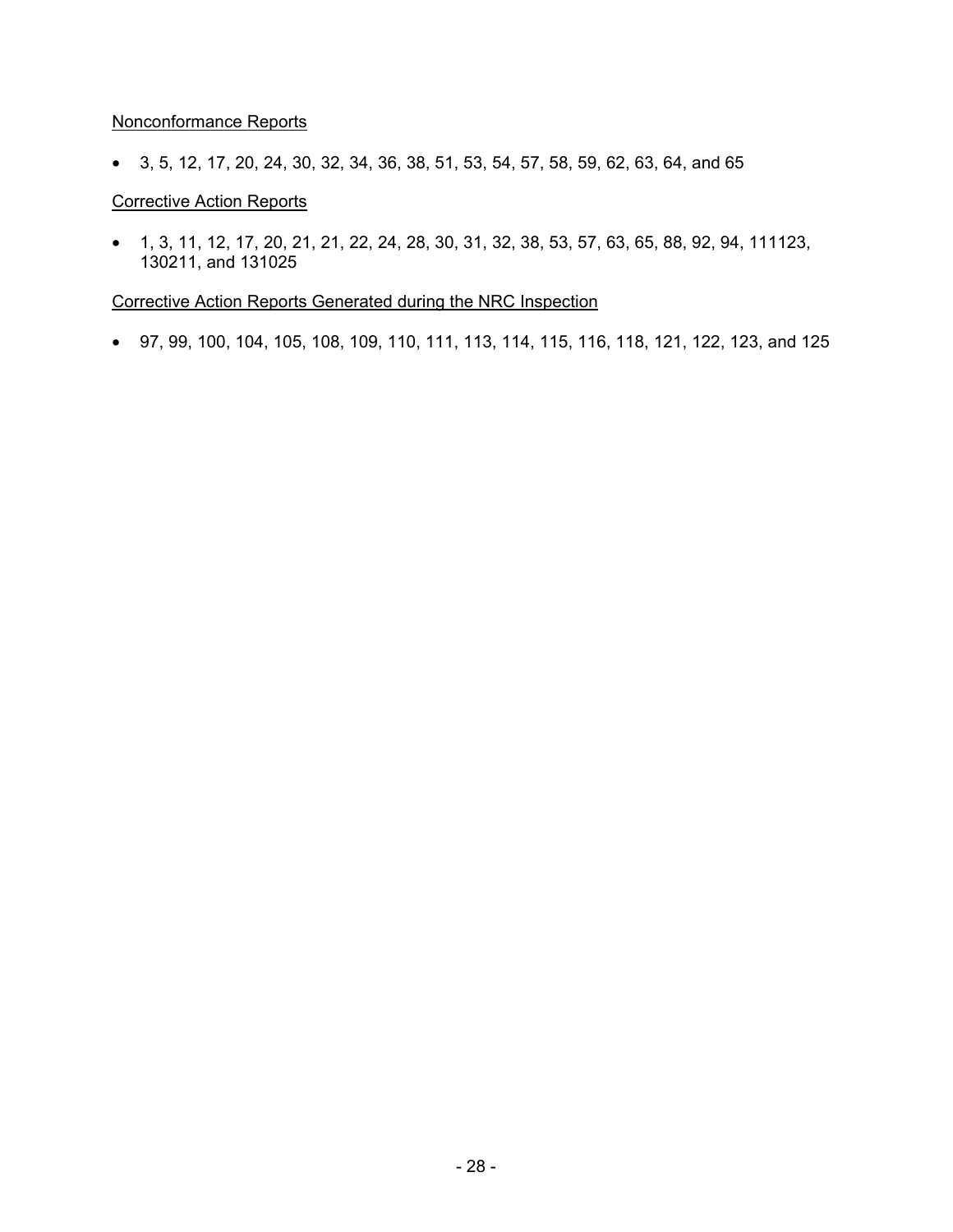Nonconformance Reports

- 3, 5, 12, 17, 20, 24, 30, 32, 34, 36, 38, 51, 53, 54, 57, 58, 59, 62, 63, 64, and 65

Corrective Action Reports

- 1, 3, 11, 12, 17, 20, 21, 21, 22, 24, 28, 30, 31, 32, 38, 53, 57, 63, 65, 88, 92, 94, 111123, 130211, and 131025

Corrective Action Reports Generated during the NRC Inspection

- 97, 99, 100, 104, 105, 108, 109, 110, 111, 113, 114, 115, 116, 118, 121, 122, 123, and 125